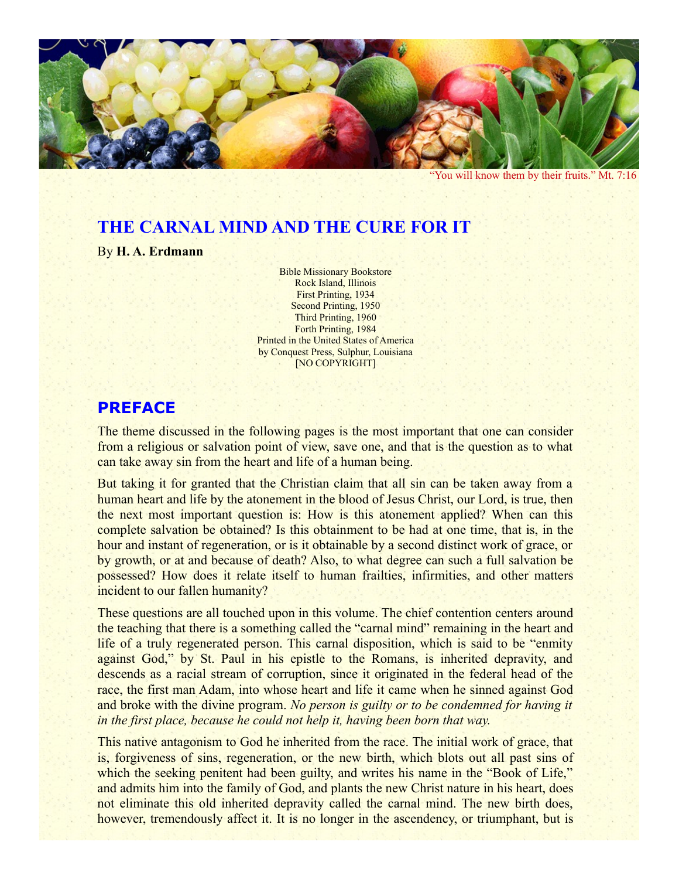"You will know them by their fruits." Mt. 7:16

# THE CARNAL MIND AND THE CURE FOR IT

By **H. A. Erdmann**

Bible Missionary Bookstore
Rock Island, Illinois
First Printing, 1934
Second Printing, 1950
Third Printing, 1960
Forth Printing, 1984
Printed in the United States of America
by Conquest Press, Sulphur, Louisiana
[NO COPYRIGHT]

## PREFACE

The theme discussed in the following pages is the most important that one can consider from a religious or salvation point of view, save one, and that is the question as to what can take away sin from the heart and life of a human being.

But taking it for granted that the Christian claim that all sin can be taken away from a human heart and life by the atonement in the blood of Jesus Christ, our Lord, is true, then the next most important question is: How is this atonement applied? When can this complete salvation be obtained? Is this obtainment to be had at one time, that is, in the hour and instant of regeneration, or is it obtainable by a second distinct work of grace, or by growth, or at and because of death? Also, to what degree can such a full salvation be possessed? How does it relate itself to human frailties, infirmities, and other matters incident to our fallen humanity?

These questions are all touched upon in this volume. The chief contention centers around the teaching that there is a something called the "carnal mind" remaining in the heart and life of a truly regenerated person. This carnal disposition, which is said to be "enmity against God," by St. Paul in his epistle to the Romans, is inherited depravity, and descends as a racial stream of corruption, since it originated in the federal head of the race, the first man Adam, into whose heart and life it came when he sinned against God and broke with the divine program. *No person is guilty or to be condemned for having it in the first place, because he could not help it, having been born that way.*

This native antagonism to God he inherited from the race. The initial work of grace, that is, forgiveness of sins, regeneration, or the new birth, which blots out all past sins of which the seeking penitent had been guilty, and writes his name in the "Book of Life," and admits him into the family of God, and plants the new Christ nature in his heart, does not eliminate this old inherited depravity called the carnal mind. The new birth does, however, tremendously affect it. It is no longer in the ascendency, or triumphant, but is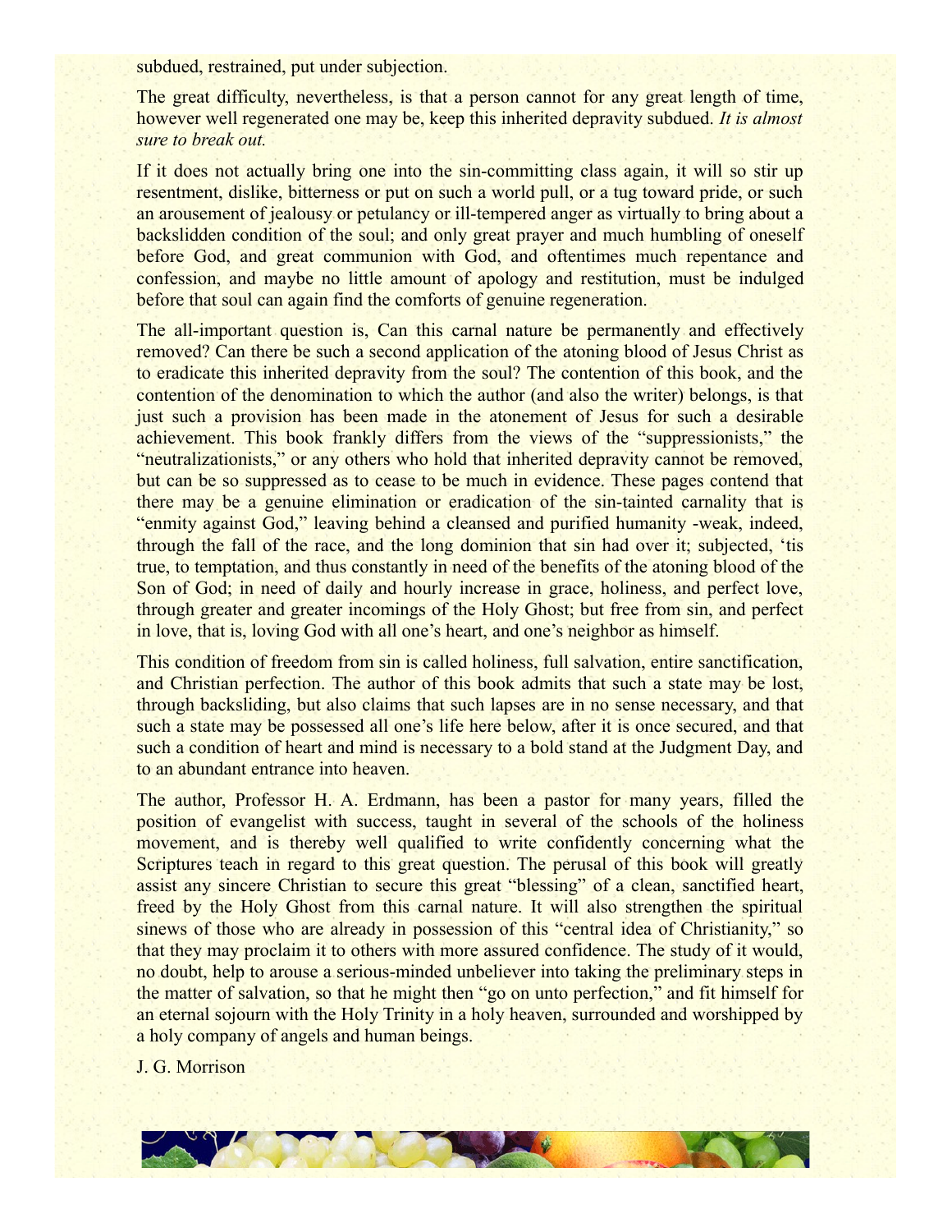subdued, restrained, put under subjection.

The great difficulty, nevertheless, is that a person cannot for any great length of time, however well regenerated one may be, keep this inherited depravity subdued. *It is almost sure to break out.*

If it does not actually bring one into the sin-committing class again, it will so stir up resentment, dislike, bitterness or put on such a world pull, or a tug toward pride, or such an arousement of jealousy or petulancy or ill-tempered anger as virtually to bring about a backslidden condition of the soul; and only great prayer and much humbling of oneself before God, and great communion with God, and oftentimes much repentance and confession, and maybe no little amount of apology and restitution, must be indulged before that soul can again find the comforts of genuine regeneration.

The all-important question is, Can this carnal nature be permanently and effectively removed? Can there be such a second application of the atoning blood of Jesus Christ as to eradicate this inherited depravity from the soul? The contention of this book, and the contention of the denomination to which the author (and also the writer) belongs, is that just such a provision has been made in the atonement of Jesus for such a desirable achievement. This book frankly differs from the views of the "suppressionists," the "neutralizationists," or any others who hold that inherited depravity cannot be removed, but can be so suppressed as to cease to be much in evidence. These pages contend that there may be a genuine elimination or eradication of the sin-tainted carnality that is "enmity against God," leaving behind a cleansed and purified humanity -weak, indeed, through the fall of the race, and the long dominion that sin had over it; subjected, 'tis true, to temptation, and thus constantly in need of the benefits of the atoning blood of the Son of God; in need of daily and hourly increase in grace, holiness, and perfect love, through greater and greater incomings of the Holy Ghost; but free from sin, and perfect in love, that is, loving God with all one's heart, and one's neighbor as himself.

This condition of freedom from sin is called holiness, full salvation, entire sanctification, and Christian perfection. The author of this book admits that such a state may be lost, through backsliding, but also claims that such lapses are in no sense necessary, and that such a state may be possessed all one's life here below, after it is once secured, and that such a condition of heart and mind is necessary to a bold stand at the Judgment Day, and to an abundant entrance into heaven.

The author, Professor H. A. Erdmann, has been a pastor for many years, filled the position of evangelist with success, taught in several of the schools of the holiness movement, and is thereby well qualified to write confidently concerning what the Scriptures teach in regard to this great question. The perusal of this book will greatly assist any sincere Christian to secure this great "blessing" of a clean, sanctified heart, freed by the Holy Ghost from this carnal nature. It will also strengthen the spiritual sinews of those who are already in possession of this "central idea of Christianity," so that they may proclaim it to others with more assured confidence. The study of it would, no doubt, help to arouse a serious-minded unbeliever into taking the preliminary steps in the matter of salvation, so that he might then "go on unto perfection," and fit himself for an eternal sojourn with the Holy Trinity in a holy heaven, surrounded and worshipped by a holy company of angels and human beings.

J. G. Morrison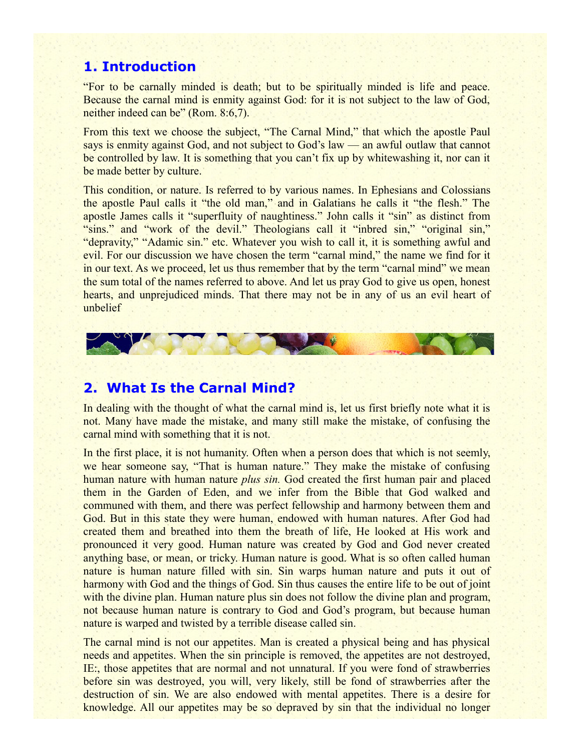## 1. Introduction

"For to be carnally minded is death; but to be spiritually minded is life and peace. Because the carnal mind is enmity against God: for it is not subject to the law of God, neither indeed can be" (Rom. 8:6,7).

From this text we choose the subject, "The Carnal Mind," that which the apostle Paul says is enmity against God, and not subject to God's law — an awful outlaw that cannot be controlled by law. It is something that you can't fix up by whitewashing it, nor can it be made better by culture.

This condition, or nature. Is referred to by various names. In Ephesians and Colossians the apostle Paul calls it "the old man," and in Galatians he calls it "the flesh." The apostle James calls it "superfluity of naughtiness." John calls it "sin" as distinct from "sins." and "work of the devil." Theologians call it "inbred sin," "original sin," "depravity," "Adamic sin." etc. Whatever you wish to call it, it is something awful and evil. For our discussion we have chosen the term "carnal mind," the name we find for it in our text. As we proceed, let us thus remember that by the term "carnal mind" we mean the sum total of the names referred to above. And let us pray God to give us open, honest hearts, and unprejudiced minds. That there may not be in any of us an evil heart of unbelief

## 2. What Is the Carnal Mind?

In dealing with the thought of what the carnal mind is, let us first briefly note what it is not. Many have made the mistake, and many still make the mistake, of confusing the carnal mind with something that it is not.

In the first place, it is not humanity. Often when a person does that which is not seemly, we hear someone say, "That is human nature." They make the mistake of confusing human nature with human nature *plus sin.* God created the first human pair and placed them in the Garden of Eden, and we infer from the Bible that God walked and communed with them, and there was perfect fellowship and harmony between them and God. But in this state they were human, endowed with human natures. After God had created them and breathed into them the breath of life, He looked at His work and pronounced it very good. Human nature was created by God and God never created anything base, or mean, or tricky. Human nature is good. What is so often called human nature is human nature filled with sin. Sin warps human nature and puts it out of harmony with God and the things of God. Sin thus causes the entire life to be out of joint with the divine plan. Human nature plus sin does not follow the divine plan and program, not because human nature is contrary to God and God's program, but because human nature is warped and twisted by a terrible disease called sin.

The carnal mind is not our appetites. Man is created a physical being and has physical needs and appetites. When the sin principle is removed, the appetites are not destroyed, IE:, those appetites that are normal and not unnatural. If you were fond of strawberries before sin was destroyed, you will, very likely, still be fond of strawberries after the destruction of sin. We are also endowed with mental appetites. There is a desire for knowledge. All our appetites may be so depraved by sin that the individual no longer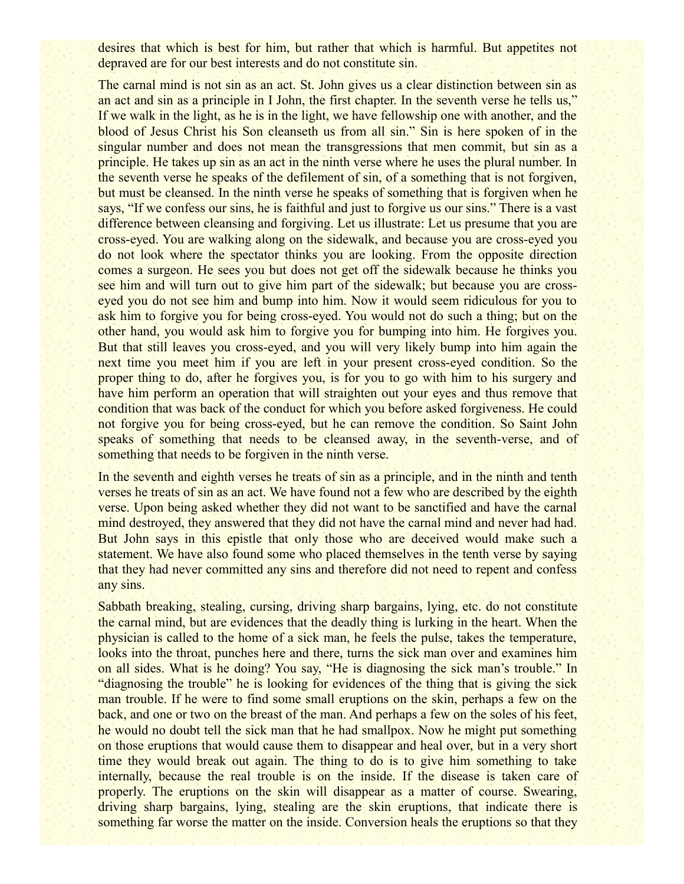desires that which is best for him, but rather that which is harmful. But appetites not depraved are for our best interests and do not constitute sin.

The carnal mind is not sin as an act. St. John gives us a clear distinction between sin as an act and sin as a principle in I John, the first chapter. In the seventh verse he tells us," If we walk in the light, as he is in the light, we have fellowship one with another, and the blood of Jesus Christ his Son cleanseth us from all sin." Sin is here spoken of in the singular number and does not mean the transgressions that men commit, but sin as a principle. He takes up sin as an act in the ninth verse where he uses the plural number. In the seventh verse he speaks of the defilement of sin, of a something that is not forgiven, but must be cleansed. In the ninth verse he speaks of something that is forgiven when he says, "If we confess our sins, he is faithful and just to forgive us our sins." There is a vast difference between cleansing and forgiving. Let us illustrate: Let us presume that you are cross-eyed. You are walking along on the sidewalk, and because you are cross-eyed you do not look where the spectator thinks you are looking. From the opposite direction comes a surgeon. He sees you but does not get off the sidewalk because he thinks you see him and will turn out to give him part of the sidewalk; but because you are cross-eyed you do not see him and bump into him. Now it would seem ridiculous for you to ask him to forgive you for being cross-eyed. You would not do such a thing; but on the other hand, you would ask him to forgive you for bumping into him. He forgives you. But that still leaves you cross-eyed, and you will very likely bump into him again the next time you meet him if you are left in your present cross-eyed condition. So the proper thing to do, after he forgives you, is for you to go with him to his surgery and have him perform an operation that will straighten out your eyes and thus remove that condition that was back of the conduct for which you before asked forgiveness. He could not forgive you for being cross-eyed, but he can remove the condition. So Saint John speaks of something that needs to be cleansed away, in the seventh-verse, and of something that needs to be forgiven in the ninth verse.

In the seventh and eighth verses he treats of sin as a principle, and in the ninth and tenth verses he treats of sin as an act. We have found not a few who are described by the eighth verse. Upon being asked whether they did not want to be sanctified and have the carnal mind destroyed, they answered that they did not have the carnal mind and never had had. But John says in this epistle that only those who are deceived would make such a statement. We have also found some who placed themselves in the tenth verse by saying that they had never committed any sins and therefore did not need to repent and confess any sins.

Sabbath breaking, stealing, cursing, driving sharp bargains, lying, etc. do not constitute the carnal mind, but are evidences that the deadly thing is lurking in the heart. When the physician is called to the home of a sick man, he feels the pulse, takes the temperature, looks into the throat, punches here and there, turns the sick man over and examines him on all sides. What is he doing? You say, "He is diagnosing the sick man's trouble." In "diagnosing the trouble" he is looking for evidences of the thing that is giving the sick man trouble. If he were to find some small eruptions on the skin, perhaps a few on the back, and one or two on the breast of the man. And perhaps a few on the soles of his feet, he would no doubt tell the sick man that he had smallpox. Now he might put something on those eruptions that would cause them to disappear and heal over, but in a very short time they would break out again. The thing to do is to give him something to take internally, because the real trouble is on the inside. If the disease is taken care of properly. The eruptions on the skin will disappear as a matter of course. Swearing, driving sharp bargains, lying, stealing are the skin eruptions, that indicate there is something far worse the matter on the inside. Conversion heals the eruptions so that they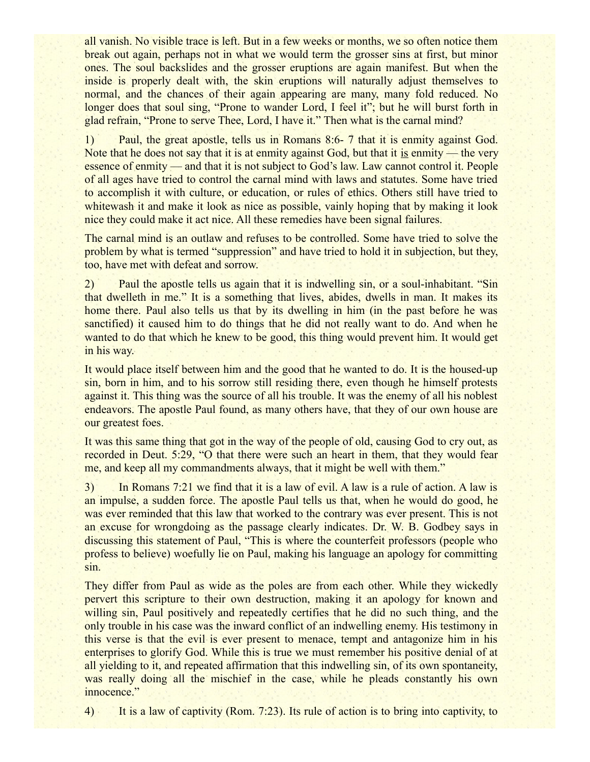all vanish. No visible trace is left. But in a few weeks or months, we so often notice them break out again, perhaps not in what we would term the grosser sins at first, but minor ones. The soul backslides and the grosser eruptions are again manifest. But when the inside is properly dealt with, the skin eruptions will naturally adjust themselves to normal, and the chances of their again appearing are many, many fold reduced. No longer does that soul sing, "Prone to wander Lord, I feel it"; but he will burst forth in glad refrain, "Prone to serve Thee, Lord, I have it." Then what is the carnal mind?

1) Paul, the great apostle, tells us in Romans 8:6- 7 that it is enmity against God. Note that he does not say that it is at enmity against God, but that it <u>is</u> enmity — the very essence of enmity — and that it is not subject to God's law. Law cannot control it. People of all ages have tried to control the carnal mind with laws and statutes. Some have tried to accomplish it with culture, or education, or rules of ethics. Others still have tried to whitewash it and make it look as nice as possible, vainly hoping that by making it look nice they could make it act nice. All these remedies have been signal failures.

The carnal mind is an outlaw and refuses to be controlled. Some have tried to solve the problem by what is termed "suppression" and have tried to hold it in subjection, but they, too, have met with defeat and sorrow.

2) Paul the apostle tells us again that it is indwelling sin, or a soul-inhabitant. "Sin that dwelleth in me." It is a something that lives, abides, dwells in man. It makes its home there. Paul also tells us that by its dwelling in him (in the past before he was sanctified) it caused him to do things that he did not really want to do. And when he wanted to do that which he knew to be good, this thing would prevent him. It would get in his way.

It would place itself between him and the good that he wanted to do. It is the housed-up sin, born in him, and to his sorrow still residing there, even though he himself protests against it. This thing was the source of all his trouble. It was the enemy of all his noblest endeavors. The apostle Paul found, as many others have, that they of our own house are our greatest foes.

It was this same thing that got in the way of the people of old, causing God to cry out, as recorded in Deut. 5:29, "O that there were such an heart in them, that they would fear me, and keep all my commandments always, that it might be well with them."

3) In Romans 7:21 we find that it is a law of evil. A law is a rule of action. A law is an impulse, a sudden force. The apostle Paul tells us that, when he would do good, he was ever reminded that this law that worked to the contrary was ever present. This is not an excuse for wrongdoing as the passage clearly indicates. Dr. W. B. Godbey says in discussing this statement of Paul, "This is where the counterfeit professors (people who profess to believe) woefully lie on Paul, making his language an apology for committing sin.

They differ from Paul as wide as the poles are from each other. While they wickedly pervert this scripture to their own destruction, making it an apology for known and willing sin, Paul positively and repeatedly certifies that he did no such thing, and the only trouble in his case was the inward conflict of an indwelling enemy. His testimony in this verse is that the evil is ever present to menace, tempt and antagonize him in his enterprises to glorify God. While this is true we must remember his positive denial of at all yielding to it, and repeated affirmation that this indwelling sin, of its own spontaneity, was really doing all the mischief in the case, while he pleads constantly his own innocence."

4) It is a law of captivity (Rom. 7:23). Its rule of action is to bring into captivity, to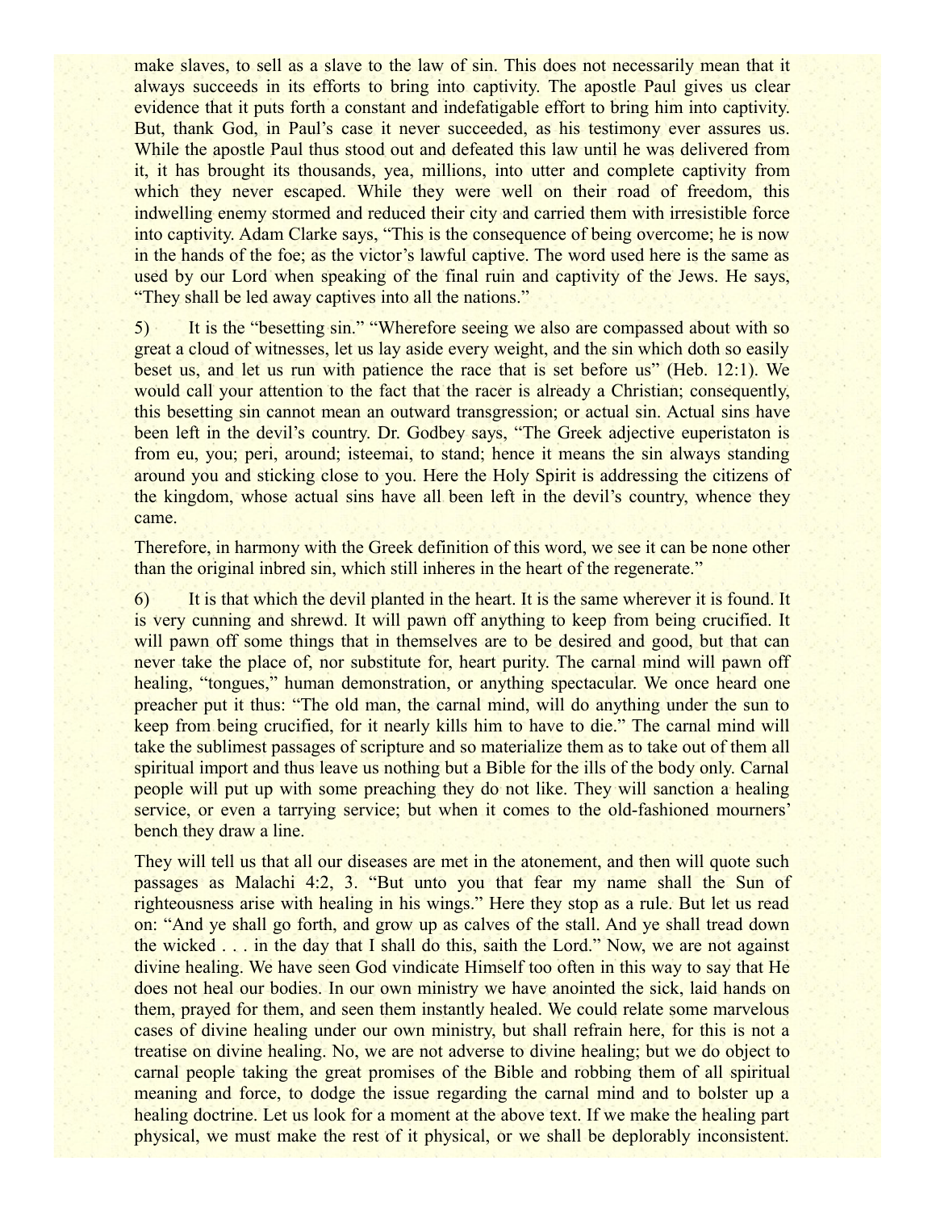make slaves, to sell as a slave to the law of sin. This does not necessarily mean that it always succeeds in its efforts to bring into captivity. The apostle Paul gives us clear evidence that it puts forth a constant and indefatigable effort to bring him into captivity. But, thank God, in Paul's case it never succeeded, as his testimony ever assures us. While the apostle Paul thus stood out and defeated this law until he was delivered from it, it has brought its thousands, yea, millions, into utter and complete captivity from which they never escaped. While they were well on their road of freedom, this indwelling enemy stormed and reduced their city and carried them with irresistible force into captivity. Adam Clarke says, "This is the consequence of being overcome; he is now in the hands of the foe; as the victor's lawful captive. The word used here is the same as used by our Lord when speaking of the final ruin and captivity of the Jews. He says, "They shall be led away captives into all the nations."

5) It is the "besetting sin." "Wherefore seeing we also are compassed about with so great a cloud of witnesses, let us lay aside every weight, and the sin which doth so easily beset us, and let us run with patience the race that is set before us" (Heb. 12:1). We would call your attention to the fact that the racer is already a Christian; consequently, this besetting sin cannot mean an outward transgression; or actual sin. Actual sins have been left in the devil's country. Dr. Godbey says, "The Greek adjective euperistaton is from eu, you; peri, around; isteemai, to stand; hence it means the sin always standing around you and sticking close to you. Here the Holy Spirit is addressing the citizens of the kingdom, whose actual sins have all been left in the devil's country, whence they came.

Therefore, in harmony with the Greek definition of this word, we see it can be none other than the original inbred sin, which still inheres in the heart of the regenerate."

6) It is that which the devil planted in the heart. It is the same wherever it is found. It is very cunning and shrewd. It will pawn off anything to keep from being crucified. It will pawn off some things that in themselves are to be desired and good, but that can never take the place of, nor substitute for, heart purity. The carnal mind will pawn off healing, "tongues," human demonstration, or anything spectacular. We once heard one preacher put it thus: "The old man, the carnal mind, will do anything under the sun to keep from being crucified, for it nearly kills him to have to die." The carnal mind will take the sublimest passages of scripture and so materialize them as to take out of them all spiritual import and thus leave us nothing but a Bible for the ills of the body only. Carnal people will put up with some preaching they do not like. They will sanction a healing service, or even a tarrying service; but when it comes to the old-fashioned mourners' bench they draw a line.

They will tell us that all our diseases are met in the atonement, and then will quote such passages as Malachi 4:2, 3. "But unto you that fear my name shall the Sun of righteousness arise with healing in his wings." Here they stop as a rule. But let us read on: "And ye shall go forth, and grow up as calves of the stall. And ye shall tread down the wicked . . . in the day that I shall do this, saith the Lord." Now, we are not against divine healing. We have seen God vindicate Himself too often in this way to say that He does not heal our bodies. In our own ministry we have anointed the sick, laid hands on them, prayed for them, and seen them instantly healed. We could relate some marvelous cases of divine healing under our own ministry, but shall refrain here, for this is not a treatise on divine healing. No, we are not adverse to divine healing; but we do object to carnal people taking the great promises of the Bible and robbing them of all spiritual meaning and force, to dodge the issue regarding the carnal mind and to bolster up a healing doctrine. Let us look for a moment at the above text. If we make the healing part physical, we must make the rest of it physical, or we shall be deplorably inconsistent.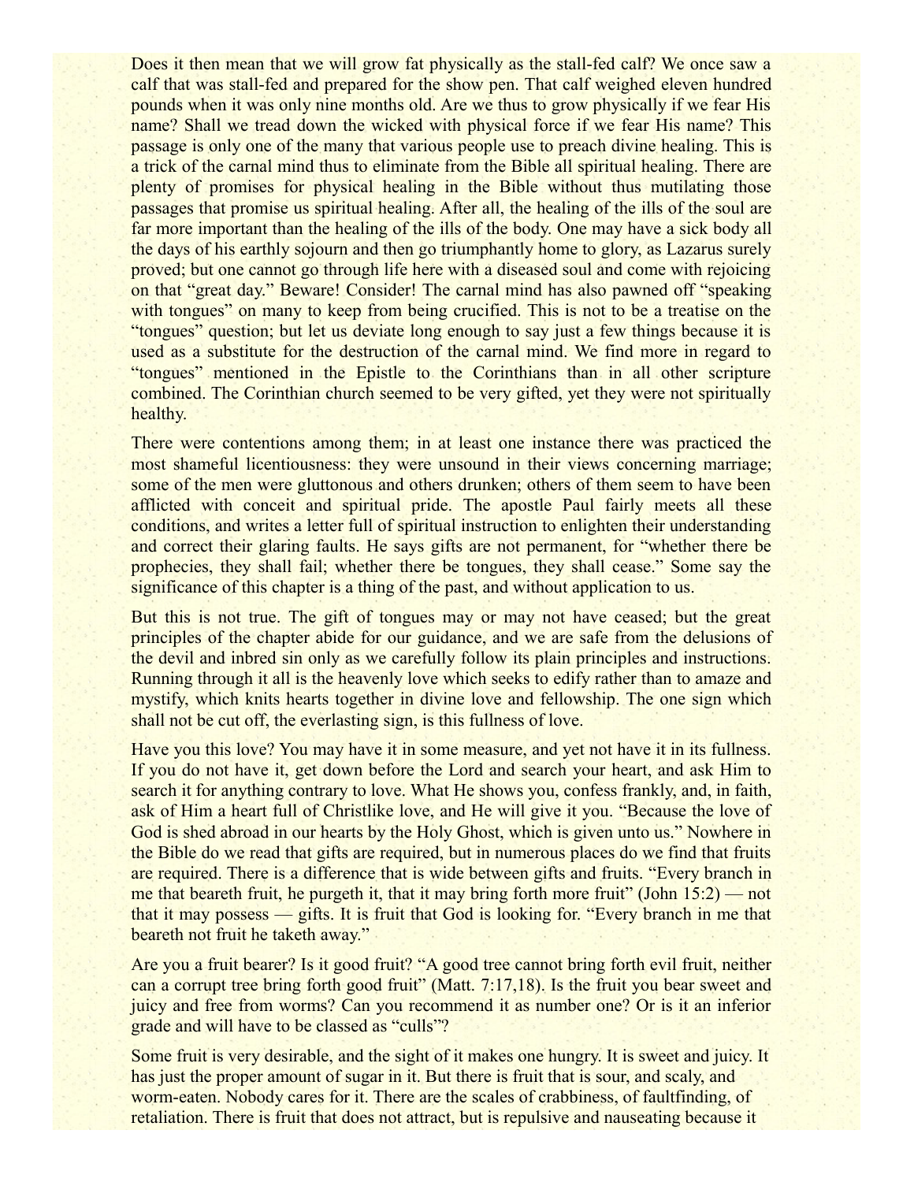Does it then mean that we will grow fat physically as the stall-fed calf? We once saw a calf that was stall-fed and prepared for the show pen. That calf weighed eleven hundred pounds when it was only nine months old. Are we thus to grow physically if we fear His name? Shall we tread down the wicked with physical force if we fear His name? This passage is only one of the many that various people use to preach divine healing. This is a trick of the carnal mind thus to eliminate from the Bible all spiritual healing. There are plenty of promises for physical healing in the Bible without thus mutilating those passages that promise us spiritual healing. After all, the healing of the ills of the soul are far more important than the healing of the ills of the body. One may have a sick body all the days of his earthly sojourn and then go triumphantly home to glory, as Lazarus surely proved; but one cannot go through life here with a diseased soul and come with rejoicing on that "great day." Beware! Consider! The carnal mind has also pawned off "speaking with tongues" on many to keep from being crucified. This is not to be a treatise on the "tongues" question; but let us deviate long enough to say just a few things because it is used as a substitute for the destruction of the carnal mind. We find more in regard to "tongues" mentioned in the Epistle to the Corinthians than in all other scripture combined. The Corinthian church seemed to be very gifted, yet they were not spiritually healthy.

There were contentions among them; in at least one instance there was practiced the most shameful licentiousness: they were unsound in their views concerning marriage; some of the men were gluttonous and others drunken; others of them seem to have been afflicted with conceit and spiritual pride. The apostle Paul fairly meets all these conditions, and writes a letter full of spiritual instruction to enlighten their understanding and correct their glaring faults. He says gifts are not permanent, for "whether there be prophecies, they shall fail; whether there be tongues, they shall cease." Some say the significance of this chapter is a thing of the past, and without application to us.

But this is not true. The gift of tongues may or may not have ceased; but the great principles of the chapter abide for our guidance, and we are safe from the delusions of the devil and inbred sin only as we carefully follow its plain principles and instructions. Running through it all is the heavenly love which seeks to edify rather than to amaze and mystify, which knits hearts together in divine love and fellowship. The one sign which shall not be cut off, the everlasting sign, is this fullness of love.

Have you this love? You may have it in some measure, and yet not have it in its fullness. If you do not have it, get down before the Lord and search your heart, and ask Him to search it for anything contrary to love. What He shows you, confess frankly, and, in faith, ask of Him a heart full of Christlike love, and He will give it you. "Because the love of God is shed abroad in our hearts by the Holy Ghost, which is given unto us." Nowhere in the Bible do we read that gifts are required, but in numerous places do we find that fruits are required. There is a difference that is wide between gifts and fruits. "Every branch in me that beareth fruit, he purgeth it, that it may bring forth more fruit" (John 15:2) — not that it may possess — gifts. It is fruit that God is looking for. "Every branch in me that beareth not fruit he taketh away."

Are you a fruit bearer? Is it good fruit? "A good tree cannot bring forth evil fruit, neither can a corrupt tree bring forth good fruit" (Matt. 7:17,18). Is the fruit you bear sweet and juicy and free from worms? Can you recommend it as number one? Or is it an inferior grade and will have to be classed as "culls"?

Some fruit is very desirable, and the sight of it makes one hungry. It is sweet and juicy. It has just the proper amount of sugar in it. But there is fruit that is sour, and scaly, and worm-eaten. Nobody cares for it. There are the scales of crabbiness, of faultfinding, of retaliation. There is fruit that does not attract, but is repulsive and nauseating because it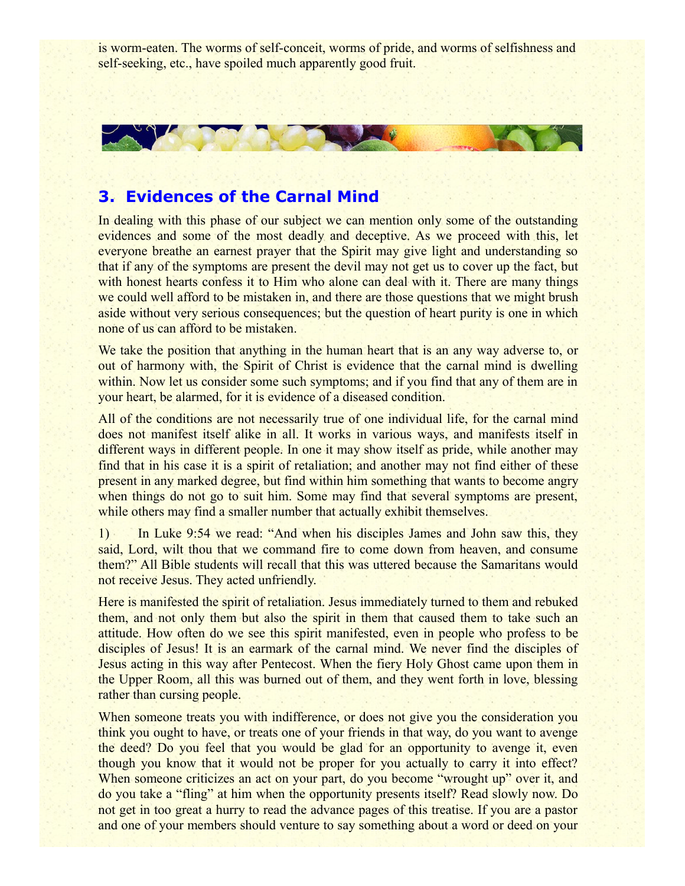is worm-eaten. The worms of self-conceit, worms of pride, and worms of selfishness and self-seeking, etc., have spoiled much apparently good fruit.

## 3. Evidences of the Carnal Mind

In dealing with this phase of our subject we can mention only some of the outstanding evidences and some of the most deadly and deceptive. As we proceed with this, let everyone breathe an earnest prayer that the Spirit may give light and understanding so that if any of the symptoms are present the devil may not get us to cover up the fact, but with honest hearts confess it to Him who alone can deal with it. There are many things we could well afford to be mistaken in, and there are those questions that we might brush aside without very serious consequences; but the question of heart purity is one in which none of us can afford to be mistaken.

We take the position that anything in the human heart that is an any way adverse to, or out of harmony with, the Spirit of Christ is evidence that the carnal mind is dwelling within. Now let us consider some such symptoms; and if you find that any of them are in your heart, be alarmed, for it is evidence of a diseased condition.

All of the conditions are not necessarily true of one individual life, for the carnal mind does not manifest itself alike in all. It works in various ways, and manifests itself in different ways in different people. In one it may show itself as pride, while another may find that in his case it is a spirit of retaliation; and another may not find either of these present in any marked degree, but find within him something that wants to become angry when things do not go to suit him. Some may find that several symptoms are present, while others may find a smaller number that actually exhibit themselves.

1) In Luke 9:54 we read: "And when his disciples James and John saw this, they said, Lord, wilt thou that we command fire to come down from heaven, and consume them?" All Bible students will recall that this was uttered because the Samaritans would not receive Jesus. They acted unfriendly.

Here is manifested the spirit of retaliation. Jesus immediately turned to them and rebuked them, and not only them but also the spirit in them that caused them to take such an attitude. How often do we see this spirit manifested, even in people who profess to be disciples of Jesus! It is an earmark of the carnal mind. We never find the disciples of Jesus acting in this way after Pentecost. When the fiery Holy Ghost came upon them in the Upper Room, all this was burned out of them, and they went forth in love, blessing rather than cursing people.

When someone treats you with indifference, or does not give you the consideration you think you ought to have, or treats one of your friends in that way, do you want to avenge the deed? Do you feel that you would be glad for an opportunity to avenge it, even though you know that it would not be proper for you actually to carry it into effect? When someone criticizes an act on your part, do you become "wrought up" over it, and do you take a "fling" at him when the opportunity presents itself? Read slowly now. Do not get in too great a hurry to read the advance pages of this treatise. If you are a pastor and one of your members should venture to say something about a word or deed on your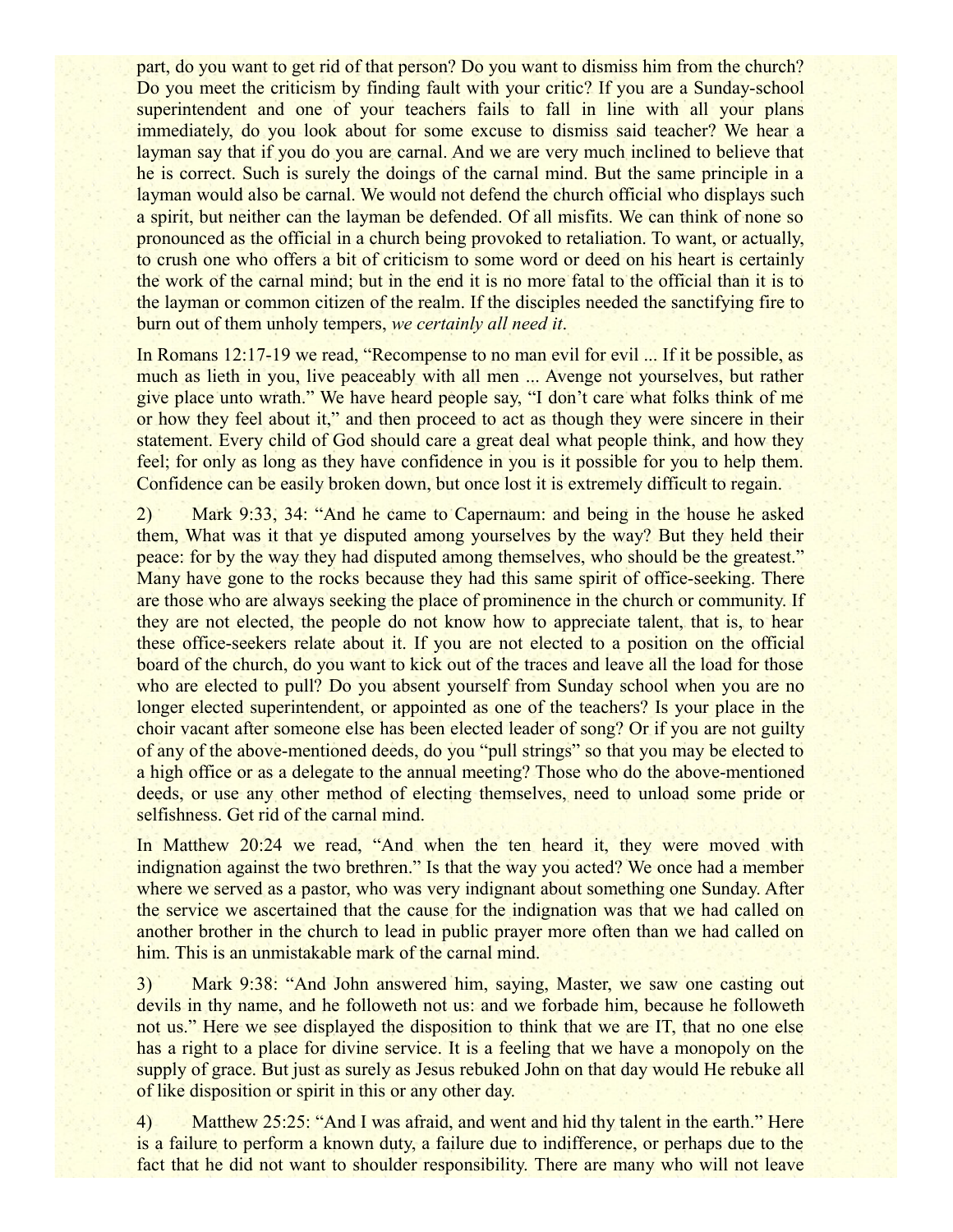part, do you want to get rid of that person? Do you want to dismiss him from the church? Do you meet the criticism by finding fault with your critic? If you are a Sunday-school superintendent and one of your teachers fails to fall in line with all your plans immediately, do you look about for some excuse to dismiss said teacher? We hear a layman say that if you do you are carnal. And we are very much inclined to believe that he is correct. Such is surely the doings of the carnal mind. But the same principle in a layman would also be carnal. We would not defend the church official who displays such a spirit, but neither can the layman be defended. Of all misfits. We can think of none so pronounced as the official in a church being provoked to retaliation. To want, or actually, to crush one who offers a bit of criticism to some word or deed on his heart is certainly the work of the carnal mind; but in the end it is no more fatal to the official than it is to the layman or common citizen of the realm. If the disciples needed the sanctifying fire to burn out of them unholy tempers, *we certainly all need it*.

In Romans 12:17-19 we read, "Recompense to no man evil for evil ... If it be possible, as much as lieth in you, live peaceably with all men ... Avenge not yourselves, but rather give place unto wrath." We have heard people say, "I don't care what folks think of me or how they feel about it," and then proceed to act as though they were sincere in their statement. Every child of God should care a great deal what people think, and how they feel; for only as long as they have confidence in you is it possible for you to help them. Confidence can be easily broken down, but once lost it is extremely difficult to regain.

2) Mark 9:33, 34: "And he came to Capernaum: and being in the house he asked them, What was it that ye disputed among yourselves by the way? But they held their peace: for by the way they had disputed among themselves, who should be the greatest." Many have gone to the rocks because they had this same spirit of office-seeking. There are those who are always seeking the place of prominence in the church or community. If they are not elected, the people do not know how to appreciate talent, that is, to hear these office-seekers relate about it. If you are not elected to a position on the official board of the church, do you want to kick out of the traces and leave all the load for those who are elected to pull? Do you absent yourself from Sunday school when you are no longer elected superintendent, or appointed as one of the teachers? Is your place in the choir vacant after someone else has been elected leader of song? Or if you are not guilty of any of the above-mentioned deeds, do you "pull strings" so that you may be elected to a high office or as a delegate to the annual meeting? Those who do the above-mentioned deeds, or use any other method of electing themselves, need to unload some pride or selfishness. Get rid of the carnal mind.

In Matthew 20:24 we read, "And when the ten heard it, they were moved with indignation against the two brethren." Is that the way you acted? We once had a member where we served as a pastor, who was very indignant about something one Sunday. After the service we ascertained that the cause for the indignation was that we had called on another brother in the church to lead in public prayer more often than we had called on him. This is an unmistakable mark of the carnal mind.

3) Mark 9:38: "And John answered him, saying, Master, we saw one casting out devils in thy name, and he followeth not us: and we forbade him, because he followeth not us." Here we see displayed the disposition to think that we are IT, that no one else has a right to a place for divine service. It is a feeling that we have a monopoly on the supply of grace. But just as surely as Jesus rebuked John on that day would He rebuke all of like disposition or spirit in this or any other day.

4) Matthew 25:25: "And I was afraid, and went and hid thy talent in the earth." Here is a failure to perform a known duty, a failure due to indifference, or perhaps due to the fact that he did not want to shoulder responsibility. There are many who will not leave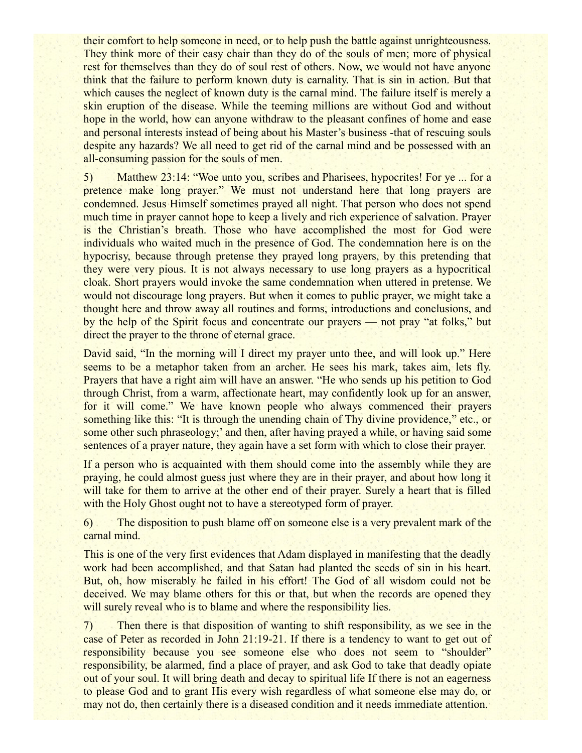their comfort to help someone in need, or to help push the battle against unrighteousness. They think more of their easy chair than they do of the souls of men; more of physical rest for themselves than they do of soul rest of others. Now, we would not have anyone think that the failure to perform known duty is carnality. That is sin in action. But that which causes the neglect of known duty is the carnal mind. The failure itself is merely a skin eruption of the disease. While the teeming millions are without God and without hope in the world, how can anyone withdraw to the pleasant confines of home and ease and personal interests instead of being about his Master's business -that of rescuing souls despite any hazards? We all need to get rid of the carnal mind and be possessed with an all-consuming passion for the souls of men.

5) Matthew 23:14: "Woe unto you, scribes and Pharisees, hypocrites! For ye ... for a pretence make long prayer." We must not understand here that long prayers are condemned. Jesus Himself sometimes prayed all night. That person who does not spend much time in prayer cannot hope to keep a lively and rich experience of salvation. Prayer is the Christian's breath. Those who have accomplished the most for God were individuals who waited much in the presence of God. The condemnation here is on the hypocrisy, because through pretense they prayed long prayers, by this pretending that they were very pious. It is not always necessary to use long prayers as a hypocritical cloak. Short prayers would invoke the same condemnation when uttered in pretense. We would not discourage long prayers. But when it comes to public prayer, we might take a thought here and throw away all routines and forms, introductions and conclusions, and by the help of the Spirit focus and concentrate our prayers — not pray "at folks," but direct the prayer to the throne of eternal grace.

David said, "In the morning will I direct my prayer unto thee, and will look up." Here seems to be a metaphor taken from an archer. He sees his mark, takes aim, lets fly. Prayers that have a right aim will have an answer. "He who sends up his petition to God through Christ, from a warm, affectionate heart, may confidently look up for an answer, for it will come." We have known people who always commenced their prayers something like this: "It is through the unending chain of Thy divine providence," etc., or some other such phraseology;' and then, after having prayed a while, or having said some sentences of a prayer nature, they again have a set form with which to close their prayer.

If a person who is acquainted with them should come into the assembly while they are praying, he could almost guess just where they are in their prayer, and about how long it will take for them to arrive at the other end of their prayer. Surely a heart that is filled with the Holy Ghost ought not to have a stereotyped form of prayer.

6) The disposition to push blame off on someone else is a very prevalent mark of the carnal mind.

This is one of the very first evidences that Adam displayed in manifesting that the deadly work had been accomplished, and that Satan had planted the seeds of sin in his heart. But, oh, how miserably he failed in his effort! The God of all wisdom could not be deceived. We may blame others for this or that, but when the records are opened they will surely reveal who is to blame and where the responsibility lies.

7) Then there is that disposition of wanting to shift responsibility, as we see in the case of Peter as recorded in John 21:19-21. If there is a tendency to want to get out of responsibility because you see someone else who does not seem to "shoulder" responsibility, be alarmed, find a place of prayer, and ask God to take that deadly opiate out of your soul. It will bring death and decay to spiritual life If there is not an eagerness to please God and to grant His every wish regardless of what someone else may do, or may not do, then certainly there is a diseased condition and it needs immediate attention.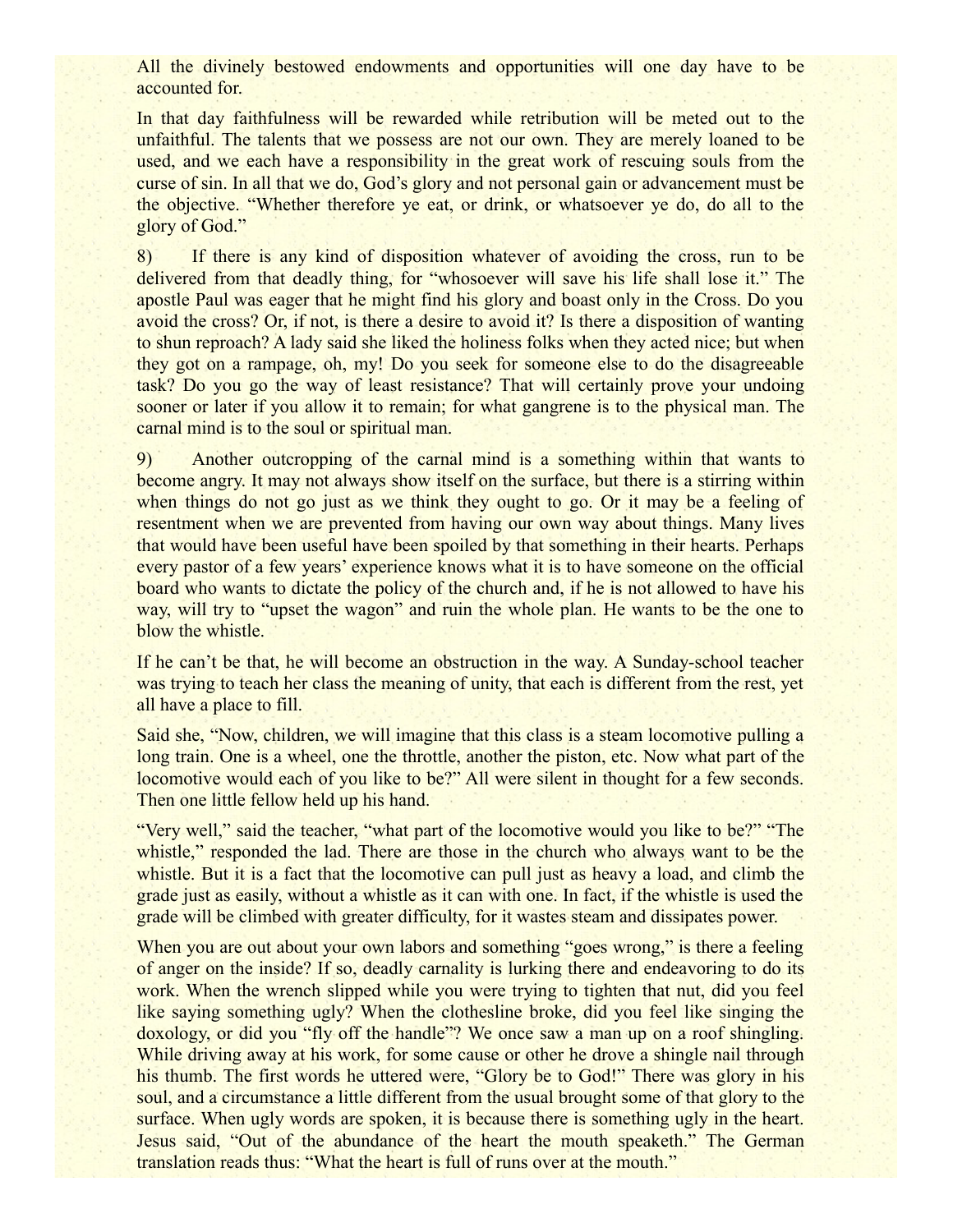All the divinely bestowed endowments and opportunities will one day have to be accounted for.

In that day faithfulness will be rewarded while retribution will be meted out to the unfaithful. The talents that we possess are not our own. They are merely loaned to be used, and we each have a responsibility in the great work of rescuing souls from the curse of sin. In all that we do, God's glory and not personal gain or advancement must be the objective. "Whether therefore ye eat, or drink, or whatsoever ye do, do all to the glory of God."

8) If there is any kind of disposition whatever of avoiding the cross, run to be delivered from that deadly thing, for "whosoever will save his life shall lose it." The apostle Paul was eager that he might find his glory and boast only in the Cross. Do you avoid the cross? Or, if not, is there a desire to avoid it? Is there a disposition of wanting to shun reproach? A lady said she liked the holiness folks when they acted nice; but when they got on a rampage, oh, my! Do you seek for someone else to do the disagreeable task? Do you go the way of least resistance? That will certainly prove your undoing sooner or later if you allow it to remain; for what gangrene is to the physical man. The carnal mind is to the soul or spiritual man.

9) Another outcropping of the carnal mind is a something within that wants to become angry. It may not always show itself on the surface, but there is a stirring within when things do not go just as we think they ought to go. Or it may be a feeling of resentment when we are prevented from having our own way about things. Many lives that would have been useful have been spoiled by that something in their hearts. Perhaps every pastor of a few years' experience knows what it is to have someone on the official board who wants to dictate the policy of the church and, if he is not allowed to have his way, will try to "upset the wagon" and ruin the whole plan. He wants to be the one to blow the whistle.

If he can't be that, he will become an obstruction in the way. A Sunday-school teacher was trying to teach her class the meaning of unity, that each is different from the rest, yet all have a place to fill.

Said she, "Now, children, we will imagine that this class is a steam locomotive pulling a long train. One is a wheel, one the throttle, another the piston, etc. Now what part of the locomotive would each of you like to be?" All were silent in thought for a few seconds. Then one little fellow held up his hand.

"Very well," said the teacher, "what part of the locomotive would you like to be?" "The whistle," responded the lad. There are those in the church who always want to be the whistle. But it is a fact that the locomotive can pull just as heavy a load, and climb the grade just as easily, without a whistle as it can with one. In fact, if the whistle is used the grade will be climbed with greater difficulty, for it wastes steam and dissipates power.

When you are out about your own labors and something "goes wrong," is there a feeling of anger on the inside? If so, deadly carnality is lurking there and endeavoring to do its work. When the wrench slipped while you were trying to tighten that nut, did you feel like saying something ugly? When the clothesline broke, did you feel like singing the doxology, or did you "fly off the handle"? We once saw a man up on a roof shingling. While driving away at his work, for some cause or other he drove a shingle nail through his thumb. The first words he uttered were, "Glory be to God!" There was glory in his soul, and a circumstance a little different from the usual brought some of that glory to the surface. When ugly words are spoken, it is because there is something ugly in the heart. Jesus said, "Out of the abundance of the heart the mouth speaketh." The German translation reads thus: "What the heart is full of runs over at the mouth."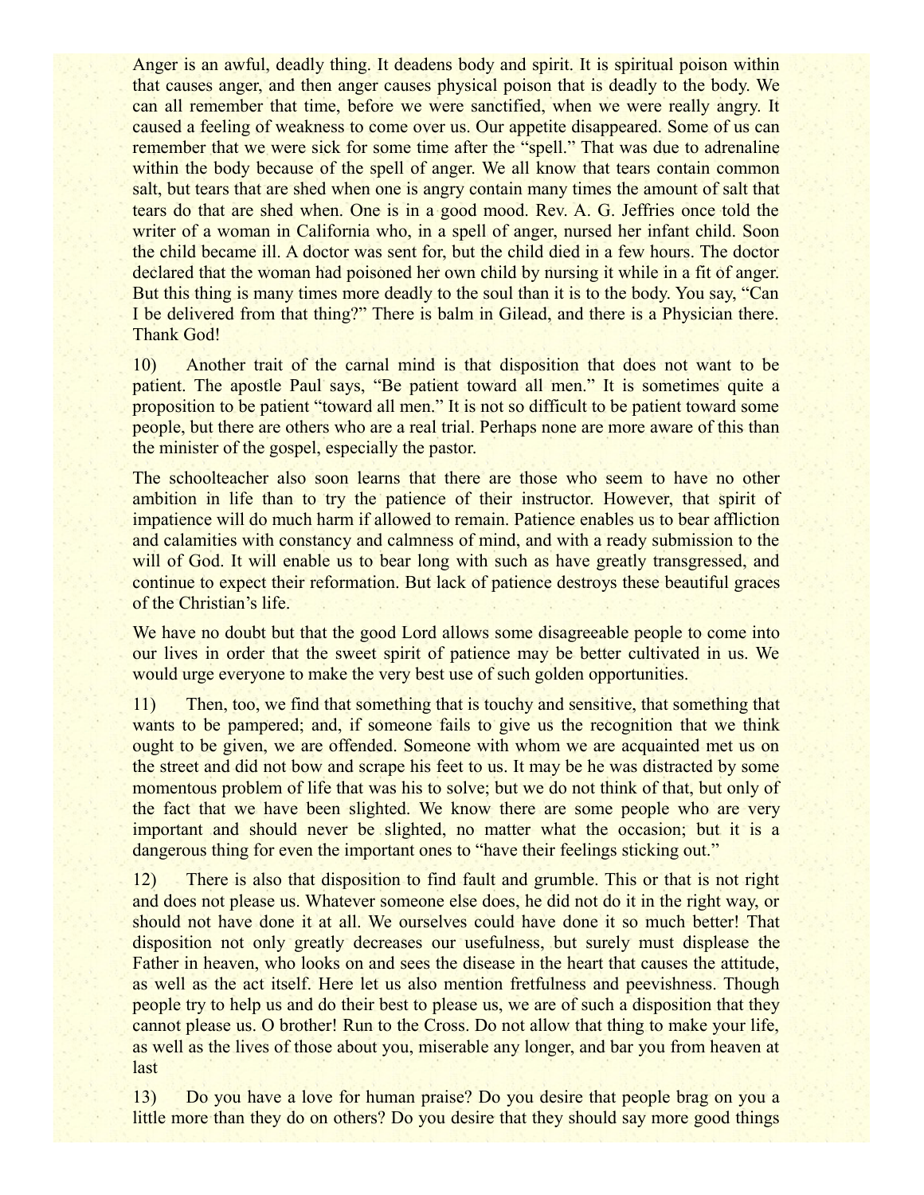Anger is an awful, deadly thing. It deadens body and spirit. It is spiritual poison within that causes anger, and then anger causes physical poison that is deadly to the body. We can all remember that time, before we were sanctified, when we were really angry. It caused a feeling of weakness to come over us. Our appetite disappeared. Some of us can remember that we were sick for some time after the "spell." That was due to adrenaline within the body because of the spell of anger. We all know that tears contain common salt, but tears that are shed when one is angry contain many times the amount of salt that tears do that are shed when. One is in a good mood. Rev. A. G. Jeffries once told the writer of a woman in California who, in a spell of anger, nursed her infant child. Soon the child became ill. A doctor was sent for, but the child died in a few hours. The doctor declared that the woman had poisoned her own child by nursing it while in a fit of anger. But this thing is many times more deadly to the soul than it is to the body. You say, "Can I be delivered from that thing?" There is balm in Gilead, and there is a Physician there. Thank God!

10) Another trait of the carnal mind is that disposition that does not want to be patient. The apostle Paul says, "Be patient toward all men." It is sometimes quite a proposition to be patient "toward all men." It is not so difficult to be patient toward some people, but there are others who are a real trial. Perhaps none are more aware of this than the minister of the gospel, especially the pastor.

The schoolteacher also soon learns that there are those who seem to have no other ambition in life than to try the patience of their instructor. However, that spirit of impatience will do much harm if allowed to remain. Patience enables us to bear affliction and calamities with constancy and calmness of mind, and with a ready submission to the will of God. It will enable us to bear long with such as have greatly transgressed, and continue to expect their reformation. But lack of patience destroys these beautiful graces of the Christian's life.

We have no doubt but that the good Lord allows some disagreeable people to come into our lives in order that the sweet spirit of patience may be better cultivated in us. We would urge everyone to make the very best use of such golden opportunities.

11) Then, too, we find that something that is touchy and sensitive, that something that wants to be pampered; and, if someone fails to give us the recognition that we think ought to be given, we are offended. Someone with whom we are acquainted met us on the street and did not bow and scrape his feet to us. It may be he was distracted by some momentous problem of life that was his to solve; but we do not think of that, but only of the fact that we have been slighted. We know there are some people who are very important and should never be slighted, no matter what the occasion; but it is a dangerous thing for even the important ones to "have their feelings sticking out."

12) There is also that disposition to find fault and grumble. This or that is not right and does not please us. Whatever someone else does, he did not do it in the right way, or should not have done it at all. We ourselves could have done it so much better! That disposition not only greatly decreases our usefulness, but surely must displease the Father in heaven, who looks on and sees the disease in the heart that causes the attitude, as well as the act itself. Here let us also mention fretfulness and peevishness. Though people try to help us and do their best to please us, we are of such a disposition that they cannot please us. O brother! Run to the Cross. Do not allow that thing to make your life, as well as the lives of those about you, miserable any longer, and bar you from heaven at last

13) Do you have a love for human praise? Do you desire that people brag on you a little more than they do on others? Do you desire that they should say more good things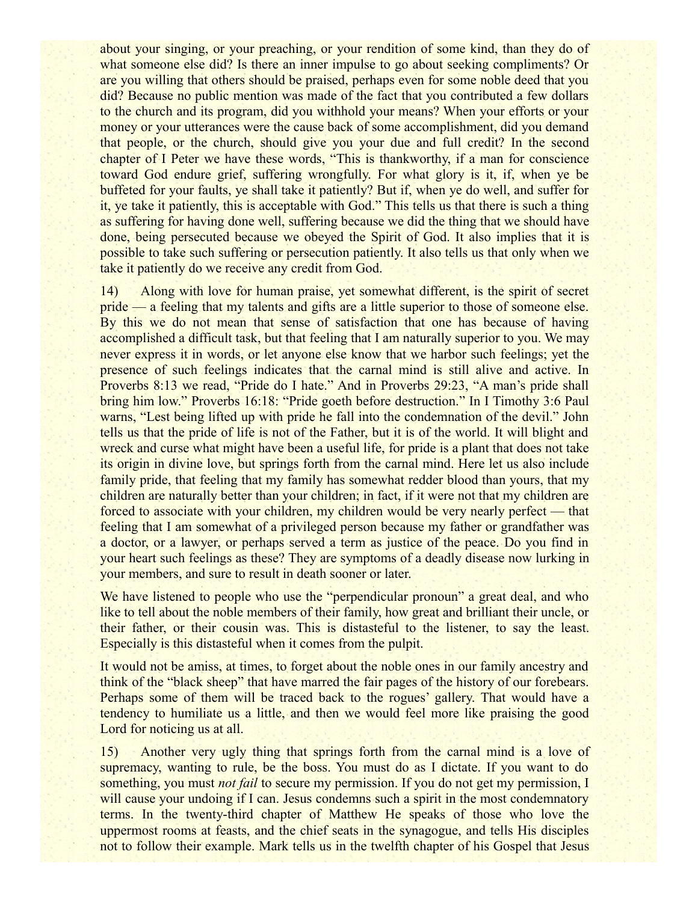about your singing, or your preaching, or your rendition of some kind, than they do of what someone else did? Is there an inner impulse to go about seeking compliments? Or are you willing that others should be praised, perhaps even for some noble deed that you did? Because no public mention was made of the fact that you contributed a few dollars to the church and its program, did you withhold your means? When your efforts or your money or your utterances were the cause back of some accomplishment, did you demand that people, or the church, should give you your due and full credit? In the second chapter of I Peter we have these words, "This is thankworthy, if a man for conscience toward God endure grief, suffering wrongfully. For what glory is it, if, when ye be buffeted for your faults, ye shall take it patiently? But if, when ye do well, and suffer for it, ye take it patiently, this is acceptable with God." This tells us that there is such a thing as suffering for having done well, suffering because we did the thing that we should have done, being persecuted because we obeyed the Spirit of God. It also implies that it is possible to take such suffering or persecution patiently. It also tells us that only when we take it patiently do we receive any credit from God.

14) Along with love for human praise, yet somewhat different, is the spirit of secret pride — a feeling that my talents and gifts are a little superior to those of someone else. By this we do not mean that sense of satisfaction that one has because of having accomplished a difficult task, but that feeling that I am naturally superior to you. We may never express it in words, or let anyone else know that we harbor such feelings; yet the presence of such feelings indicates that the carnal mind is still alive and active. In Proverbs 8:13 we read, "Pride do I hate." And in Proverbs 29:23, "A man's pride shall bring him low." Proverbs 16:18: "Pride goeth before destruction." In I Timothy 3:6 Paul warns, "Lest being lifted up with pride he fall into the condemnation of the devil." John tells us that the pride of life is not of the Father, but it is of the world. It will blight and wreck and curse what might have been a useful life, for pride is a plant that does not take its origin in divine love, but springs forth from the carnal mind. Here let us also include family pride, that feeling that my family has somewhat redder blood than yours, that my children are naturally better than your children; in fact, if it were not that my children are forced to associate with your children, my children would be very nearly perfect — that feeling that I am somewhat of a privileged person because my father or grandfather was a doctor, or a lawyer, or perhaps served a term as justice of the peace. Do you find in your heart such feelings as these? They are symptoms of a deadly disease now lurking in your members, and sure to result in death sooner or later.

We have listened to people who use the "perpendicular pronoun" a great deal, and who like to tell about the noble members of their family, how great and brilliant their uncle, or their father, or their cousin was. This is distasteful to the listener, to say the least. Especially is this distasteful when it comes from the pulpit.

It would not be amiss, at times, to forget about the noble ones in our family ancestry and think of the "black sheep" that have marred the fair pages of the history of our forebears. Perhaps some of them will be traced back to the rogues' gallery. That would have a tendency to humiliate us a little, and then we would feel more like praising the good Lord for noticing us at all.

15) Another very ugly thing that springs forth from the carnal mind is a love of supremacy, wanting to rule, be the boss. You must do as I dictate. If you want to do something, you must *not fail* to secure my permission. If you do not get my permission, I will cause your undoing if I can. Jesus condemns such a spirit in the most condemnatory terms. In the twenty-third chapter of Matthew He speaks of those who love the uppermost rooms at feasts, and the chief seats in the synagogue, and tells His disciples not to follow their example. Mark tells us in the twelfth chapter of his Gospel that Jesus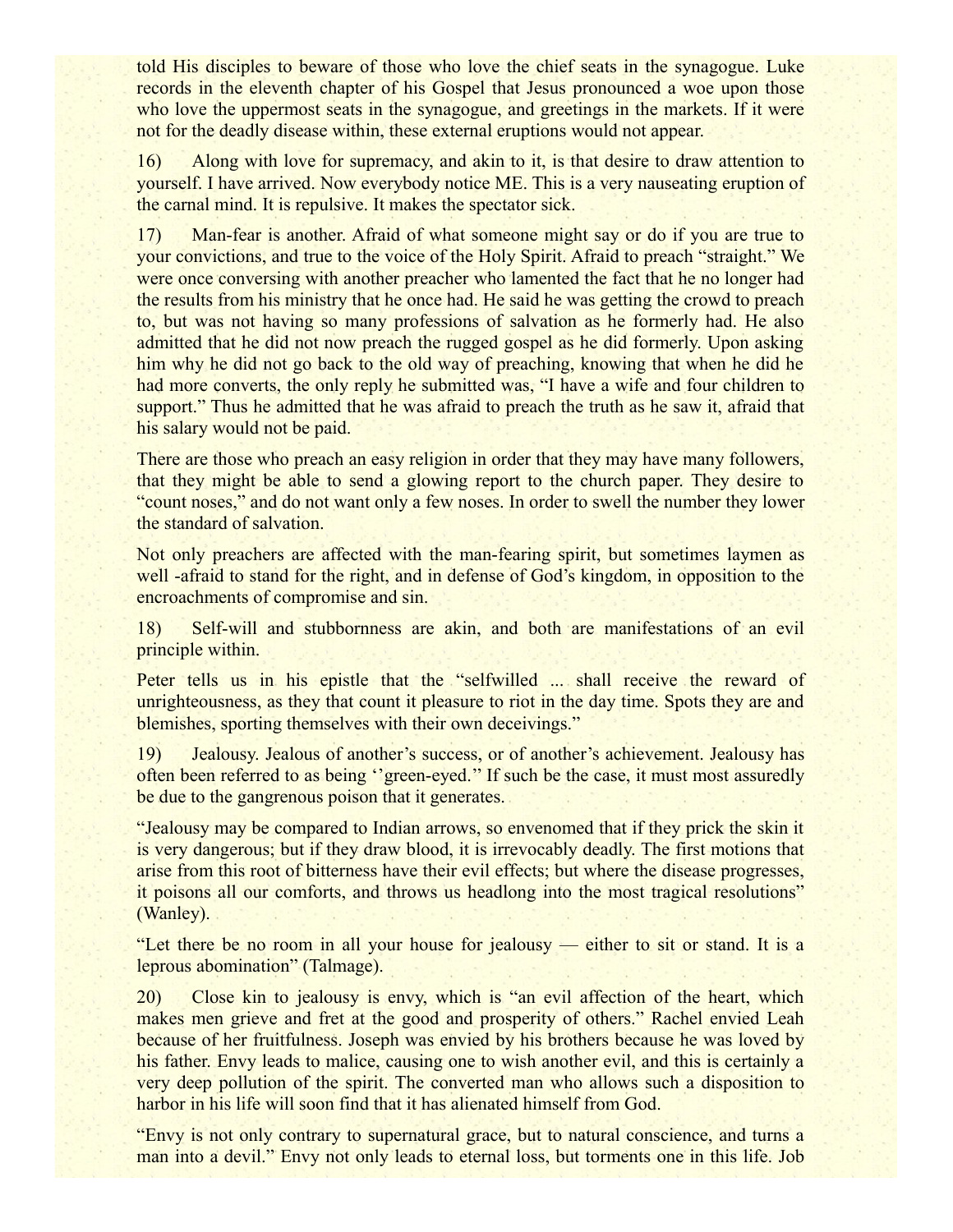told His disciples to beware of those who love the chief seats in the synagogue. Luke records in the eleventh chapter of his Gospel that Jesus pronounced a woe upon those who love the uppermost seats in the synagogue, and greetings in the markets. If it were not for the deadly disease within, these external eruptions would not appear.

16) Along with love for supremacy, and akin to it, is that desire to draw attention to yourself. I have arrived. Now everybody notice ME. This is a very nauseating eruption of the carnal mind. It is repulsive. It makes the spectator sick.

17) Man-fear is another. Afraid of what someone might say or do if you are true to your convictions, and true to the voice of the Holy Spirit. Afraid to preach "straight." We were once conversing with another preacher who lamented the fact that he no longer had the results from his ministry that he once had. He said he was getting the crowd to preach to, but was not having so many professions of salvation as he formerly had. He also admitted that he did not now preach the rugged gospel as he did formerly. Upon asking him why he did not go back to the old way of preaching, knowing that when he did he had more converts, the only reply he submitted was, "I have a wife and four children to support." Thus he admitted that he was afraid to preach the truth as he saw it, afraid that his salary would not be paid.

There are those who preach an easy religion in order that they may have many followers, that they might be able to send a glowing report to the church paper. They desire to "count noses," and do not want only a few noses. In order to swell the number they lower the standard of salvation.

Not only preachers are affected with the man-fearing spirit, but sometimes laymen as well -afraid to stand for the right, and in defense of God's kingdom, in opposition to the encroachments of compromise and sin.

18) Self-will and stubbornness are akin, and both are manifestations of an evil principle within.

Peter tells us in his epistle that the "selfwilled ... shall receive the reward of unrighteousness, as they that count it pleasure to riot in the day time. Spots they are and blemishes, sporting themselves with their own deceivings."

19) Jealousy. Jealous of another's success, or of another's achievement. Jealousy has often been referred to as being ''green-eyed.'' If such be the case, it must most assuredly be due to the gangrenous poison that it generates.

"Jealousy may be compared to Indian arrows, so envenomed that if they prick the skin it is very dangerous; but if they draw blood, it is irrevocably deadly. The first motions that arise from this root of bitterness have their evil effects; but where the disease progresses, it poisons all our comforts, and throws us headlong into the most tragical resolutions" (Wanley).

"Let there be no room in all your house for jealousy — either to sit or stand. It is a leprous abomination" (Talmage).

20) Close kin to jealousy is envy, which is "an evil affection of the heart, which makes men grieve and fret at the good and prosperity of others." Rachel envied Leah because of her fruitfulness. Joseph was envied by his brothers because he was loved by his father. Envy leads to malice, causing one to wish another evil, and this is certainly a very deep pollution of the spirit. The converted man who allows such a disposition to harbor in his life will soon find that it has alienated himself from God.

"Envy is not only contrary to supernatural grace, but to natural conscience, and turns a man into a devil." Envy not only leads to eternal loss, but torments one in this life. Job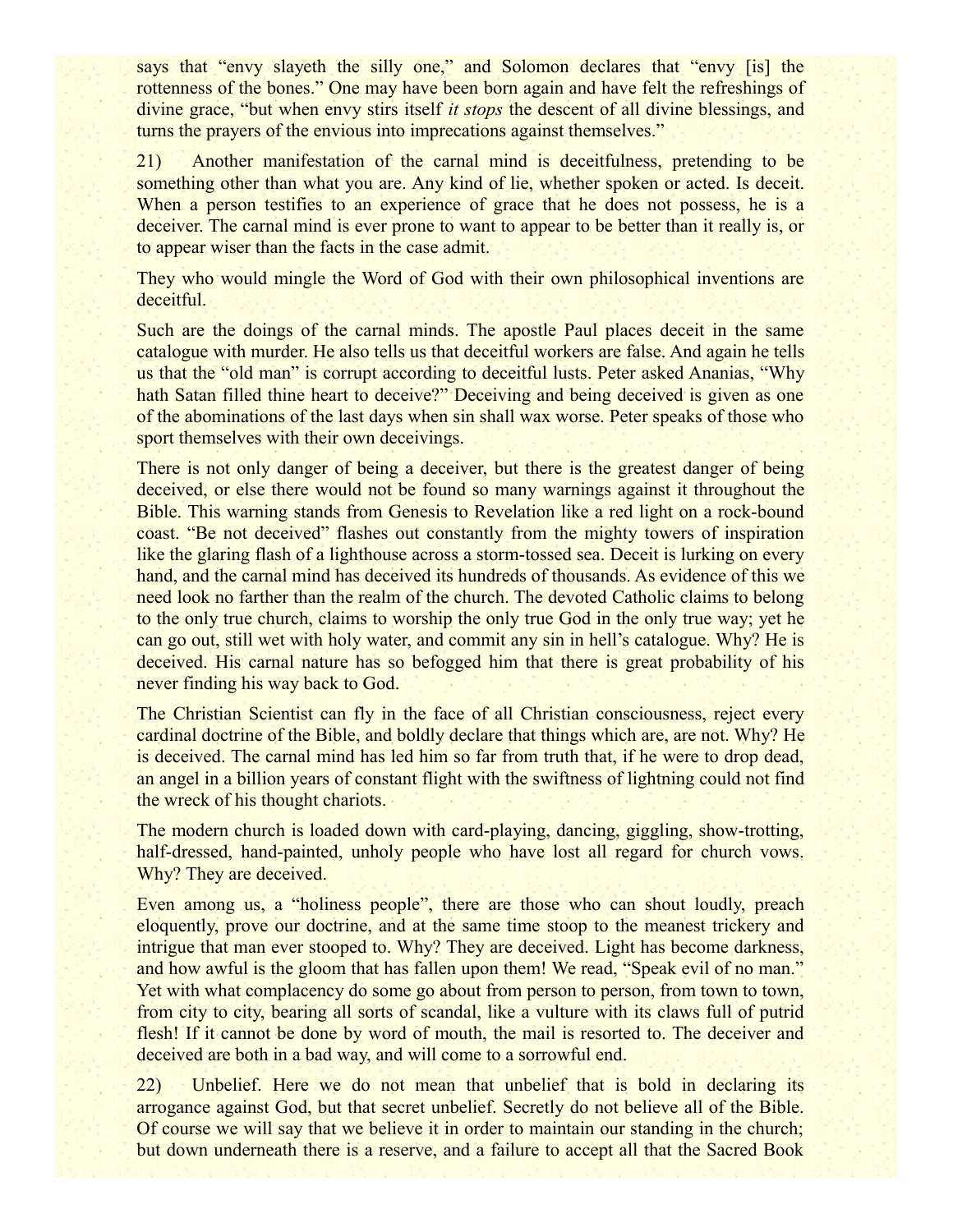says that "envy slayeth the silly one," and Solomon declares that "envy [is] the rottenness of the bones." One may have been born again and have felt the refreshings of divine grace, "but when envy stirs itself *it stops* the descent of all divine blessings, and turns the prayers of the envious into imprecations against themselves."

21) Another manifestation of the carnal mind is deceitfulness, pretending to be something other than what you are. Any kind of lie, whether spoken or acted. Is deceit. When a person testifies to an experience of grace that he does not possess, he is a deceiver. The carnal mind is ever prone to want to appear to be better than it really is, or to appear wiser than the facts in the case admit.

They who would mingle the Word of God with their own philosophical inventions are deceitful.

Such are the doings of the carnal minds. The apostle Paul places deceit in the same catalogue with murder. He also tells us that deceitful workers are false. And again he tells us that the "old man" is corrupt according to deceitful lusts. Peter asked Ananias, "Why hath Satan filled thine heart to deceive?" Deceiving and being deceived is given as one of the abominations of the last days when sin shall wax worse. Peter speaks of those who sport themselves with their own deceivings.

There is not only danger of being a deceiver, but there is the greatest danger of being deceived, or else there would not be found so many warnings against it throughout the Bible. This warning stands from Genesis to Revelation like a red light on a rock-bound coast. "Be not deceived" flashes out constantly from the mighty towers of inspiration like the glaring flash of a lighthouse across a storm-tossed sea. Deceit is lurking on every hand, and the carnal mind has deceived its hundreds of thousands. As evidence of this we need look no farther than the realm of the church. The devoted Catholic claims to belong to the only true church, claims to worship the only true God in the only true way; yet he can go out, still wet with holy water, and commit any sin in hell's catalogue. Why? He is deceived. His carnal nature has so befogged him that there is great probability of his never finding his way back to God.

The Christian Scientist can fly in the face of all Christian consciousness, reject every cardinal doctrine of the Bible, and boldly declare that things which are, are not. Why? He is deceived. The carnal mind has led him so far from truth that, if he were to drop dead, an angel in a billion years of constant flight with the swiftness of lightning could not find the wreck of his thought chariots.

The modern church is loaded down with card-playing, dancing, giggling, show-trotting, half-dressed, hand-painted, unholy people who have lost all regard for church vows. Why? They are deceived.

Even among us, a "holiness people", there are those who can shout loudly, preach eloquently, prove our doctrine, and at the same time stoop to the meanest trickery and intrigue that man ever stooped to. Why? They are deceived. Light has become darkness, and how awful is the gloom that has fallen upon them! We read, "Speak evil of no man." Yet with what complacency do some go about from person to person, from town to town, from city to city, bearing all sorts of scandal, like a vulture with its claws full of putrid flesh! If it cannot be done by word of mouth, the mail is resorted to. The deceiver and deceived are both in a bad way, and will come to a sorrowful end.

22) Unbelief. Here we do not mean that unbelief that is bold in declaring its arrogance against God, but that secret unbelief. Secretly do not believe all of the Bible. Of course we will say that we believe it in order to maintain our standing in the church; but down underneath there is a reserve, and a failure to accept all that the Sacred Book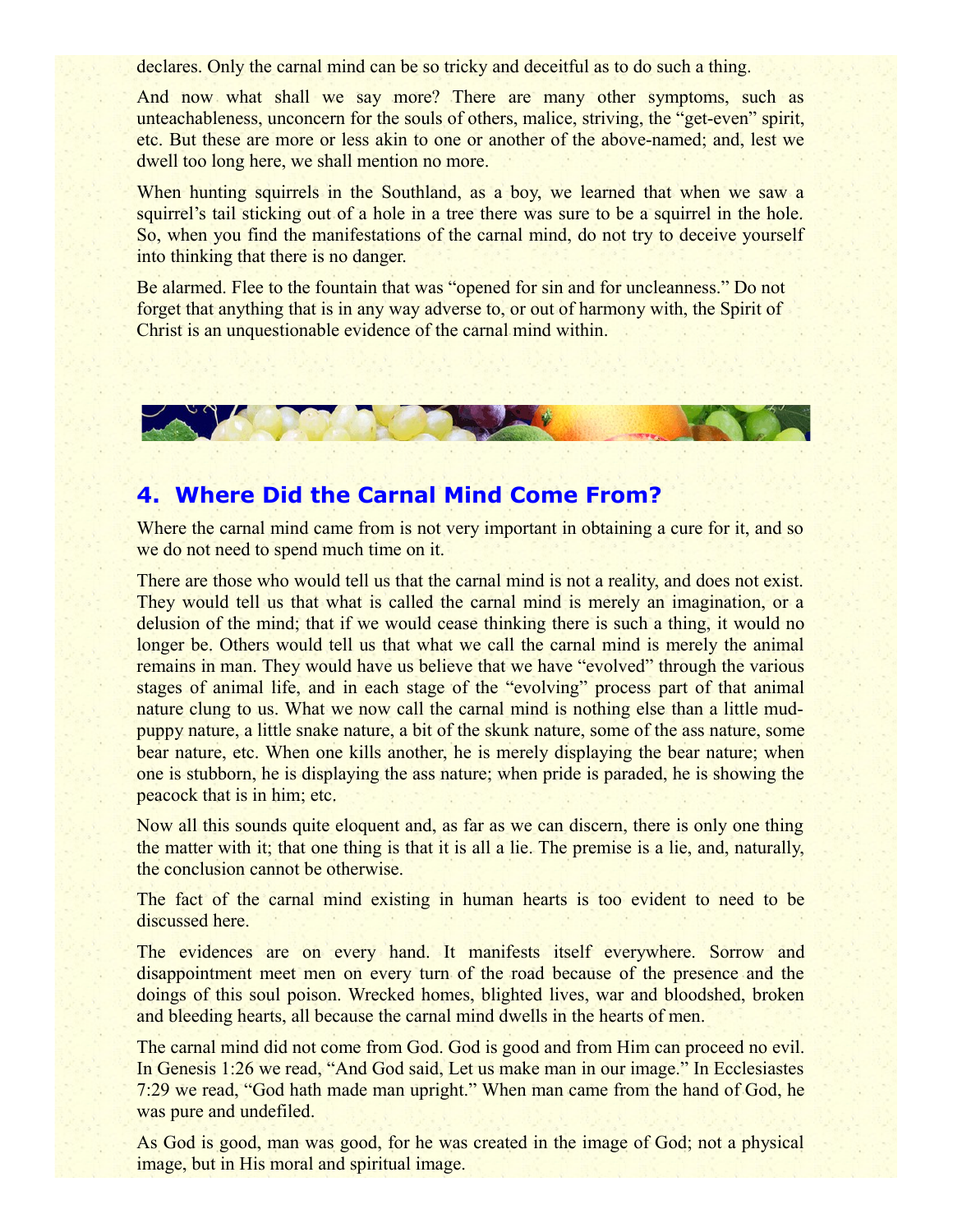declares. Only the carnal mind can be so tricky and deceitful as to do such a thing.

And now what shall we say more? There are many other symptoms, such as unteachableness, unconcern for the souls of others, malice, striving, the "get-even" spirit, etc. But these are more or less akin to one or another of the above-named; and, lest we dwell too long here, we shall mention no more.

When hunting squirrels in the Southland, as a boy, we learned that when we saw a squirrel's tail sticking out of a hole in a tree there was sure to be a squirrel in the hole. So, when you find the manifestations of the carnal mind, do not try to deceive yourself into thinking that there is no danger.

Be alarmed. Flee to the fountain that was "opened for sin and for uncleanness." Do not forget that anything that is in any way adverse to, or out of harmony with, the Spirit of Christ is an unquestionable evidence of the carnal mind within.

## 4. Where Did the Carnal Mind Come From?

Where the carnal mind came from is not very important in obtaining a cure for it, and so we do not need to spend much time on it.

There are those who would tell us that the carnal mind is not a reality, and does not exist. They would tell us that what is called the carnal mind is merely an imagination, or a delusion of the mind; that if we would cease thinking there is such a thing, it would no longer be. Others would tell us that what we call the carnal mind is merely the animal remains in man. They would have us believe that we have "evolved" through the various stages of animal life, and in each stage of the "evolving" process part of that animal nature clung to us. What we now call the carnal mind is nothing else than a little mud-puppy nature, a little snake nature, a bit of the skunk nature, some of the ass nature, some bear nature, etc. When one kills another, he is merely displaying the bear nature; when one is stubborn, he is displaying the ass nature; when pride is paraded, he is showing the peacock that is in him; etc.

Now all this sounds quite eloquent and, as far as we can discern, there is only one thing the matter with it; that one thing is that it is all a lie. The premise is a lie, and, naturally, the conclusion cannot be otherwise.

The fact of the carnal mind existing in human hearts is too evident to need to be discussed here.

The evidences are on every hand. It manifests itself everywhere. Sorrow and disappointment meet men on every turn of the road because of the presence and the doings of this soul poison. Wrecked homes, blighted lives, war and bloodshed, broken and bleeding hearts, all because the carnal mind dwells in the hearts of men.

The carnal mind did not come from God. God is good and from Him can proceed no evil. In Genesis 1:26 we read, "And God said, Let us make man in our image." In Ecclesiastes 7:29 we read, "God hath made man upright." When man came from the hand of God, he was pure and undefiled.

As God is good, man was good, for he was created in the image of God; not a physical image, but in His moral and spiritual image.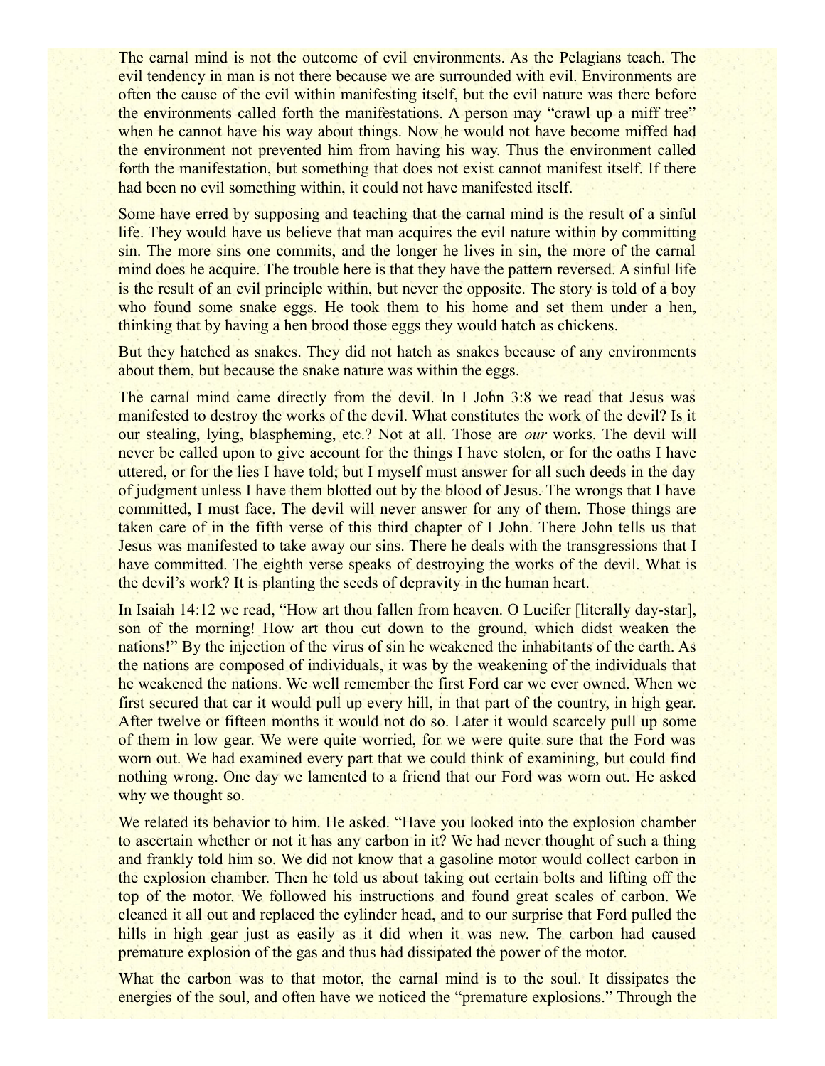The carnal mind is not the outcome of evil environments. As the Pelagians teach. The evil tendency in man is not there because we are surrounded with evil. Environments are often the cause of the evil within manifesting itself, but the evil nature was there before the environments called forth the manifestations. A person may "crawl up a miff tree" when he cannot have his way about things. Now he would not have become miffed had the environment not prevented him from having his way. Thus the environment called forth the manifestation, but something that does not exist cannot manifest itself. If there had been no evil something within, it could not have manifested itself.

Some have erred by supposing and teaching that the carnal mind is the result of a sinful life. They would have us believe that man acquires the evil nature within by committing sin. The more sins one commits, and the longer he lives in sin, the more of the carnal mind does he acquire. The trouble here is that they have the pattern reversed. A sinful life is the result of an evil principle within, but never the opposite. The story is told of a boy who found some snake eggs. He took them to his home and set them under a hen, thinking that by having a hen brood those eggs they would hatch as chickens.

But they hatched as snakes. They did not hatch as snakes because of any environments about them, but because the snake nature was within the eggs.

The carnal mind came directly from the devil. In I John 3:8 we read that Jesus was manifested to destroy the works of the devil. What constitutes the work of the devil? Is it our stealing, lying, blaspheming, etc.? Not at all. Those are *our* works. The devil will never be called upon to give account for the things I have stolen, or for the oaths I have uttered, or for the lies I have told; but I myself must answer for all such deeds in the day of judgment unless I have them blotted out by the blood of Jesus. The wrongs that I have committed, I must face. The devil will never answer for any of them. Those things are taken care of in the fifth verse of this third chapter of I John. There John tells us that Jesus was manifested to take away our sins. There he deals with the transgressions that I have committed. The eighth verse speaks of destroying the works of the devil. What is the devil's work? It is planting the seeds of depravity in the human heart.

In Isaiah 14:12 we read, "How art thou fallen from heaven. O Lucifer [literally day-star], son of the morning! How art thou cut down to the ground, which didst weaken the nations!" By the injection of the virus of sin he weakened the inhabitants of the earth. As the nations are composed of individuals, it was by the weakening of the individuals that he weakened the nations. We well remember the first Ford car we ever owned. When we first secured that car it would pull up every hill, in that part of the country, in high gear. After twelve or fifteen months it would not do so. Later it would scarcely pull up some of them in low gear. We were quite worried, for we were quite sure that the Ford was worn out. We had examined every part that we could think of examining, but could find nothing wrong. One day we lamented to a friend that our Ford was worn out. He asked why we thought so.

We related its behavior to him. He asked. "Have you looked into the explosion chamber to ascertain whether or not it has any carbon in it? We had never thought of such a thing and frankly told him so. We did not know that a gasoline motor would collect carbon in the explosion chamber. Then he told us about taking out certain bolts and lifting off the top of the motor. We followed his instructions and found great scales of carbon. We cleaned it all out and replaced the cylinder head, and to our surprise that Ford pulled the hills in high gear just as easily as it did when it was new. The carbon had caused premature explosion of the gas and thus had dissipated the power of the motor.

What the carbon was to that motor, the carnal mind is to the soul. It dissipates the energies of the soul, and often have we noticed the "premature explosions." Through the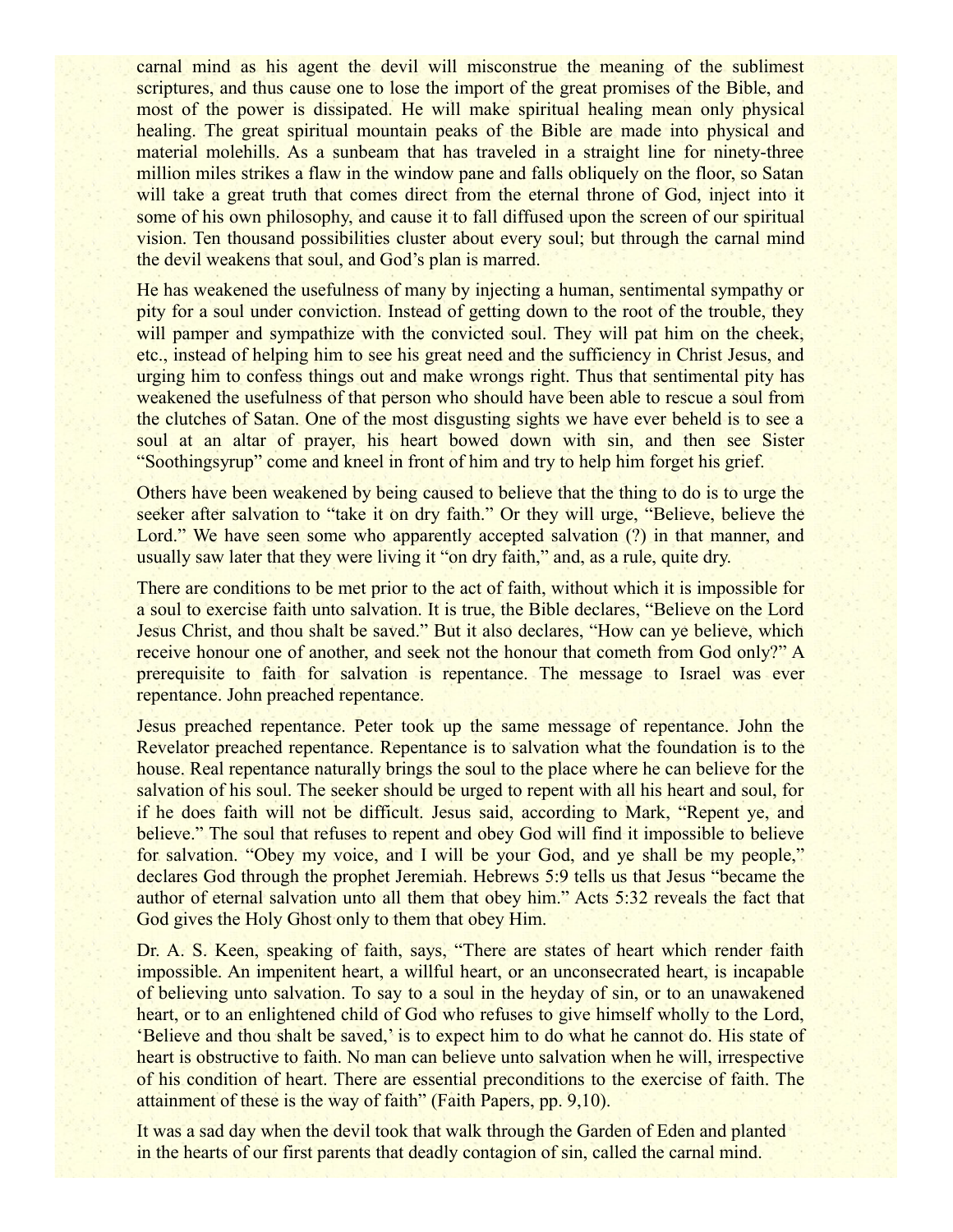carnal mind as his agent the devil will misconstrue the meaning of the sublimest scriptures, and thus cause one to lose the import of the great promises of the Bible, and most of the power is dissipated. He will make spiritual healing mean only physical healing. The great spiritual mountain peaks of the Bible are made into physical and material molehills. As a sunbeam that has traveled in a straight line for ninety-three million miles strikes a flaw in the window pane and falls obliquely on the floor, so Satan will take a great truth that comes direct from the eternal throne of God, inject into it some of his own philosophy, and cause it to fall diffused upon the screen of our spiritual vision. Ten thousand possibilities cluster about every soul; but through the carnal mind the devil weakens that soul, and God's plan is marred.

He has weakened the usefulness of many by injecting a human, sentimental sympathy or pity for a soul under conviction. Instead of getting down to the root of the trouble, they will pamper and sympathize with the convicted soul. They will pat him on the cheek, etc., instead of helping him to see his great need and the sufficiency in Christ Jesus, and urging him to confess things out and make wrongs right. Thus that sentimental pity has weakened the usefulness of that person who should have been able to rescue a soul from the clutches of Satan. One of the most disgusting sights we have ever beheld is to see a soul at an altar of prayer, his heart bowed down with sin, and then see Sister "Soothingsyrup" come and kneel in front of him and try to help him forget his grief.

Others have been weakened by being caused to believe that the thing to do is to urge the seeker after salvation to "take it on dry faith." Or they will urge, "Believe, believe the Lord." We have seen some who apparently accepted salvation (?) in that manner, and usually saw later that they were living it "on dry faith," and, as a rule, quite dry.

There are conditions to be met prior to the act of faith, without which it is impossible for a soul to exercise faith unto salvation. It is true, the Bible declares, "Believe on the Lord Jesus Christ, and thou shalt be saved." But it also declares, "How can ye believe, which receive honour one of another, and seek not the honour that cometh from God only?" A prerequisite to faith for salvation is repentance. The message to Israel was ever repentance. John preached repentance.

Jesus preached repentance. Peter took up the same message of repentance. John the Revelator preached repentance. Repentance is to salvation what the foundation is to the house. Real repentance naturally brings the soul to the place where he can believe for the salvation of his soul. The seeker should be urged to repent with all his heart and soul, for if he does faith will not be difficult. Jesus said, according to Mark, "Repent ye, and believe." The soul that refuses to repent and obey God will find it impossible to believe for salvation. "Obey my voice, and I will be your God, and ye shall be my people," declares God through the prophet Jeremiah. Hebrews 5:9 tells us that Jesus "became the author of eternal salvation unto all them that obey him." Acts 5:32 reveals the fact that God gives the Holy Ghost only to them that obey Him.

Dr. A. S. Keen, speaking of faith, says, "There are states of heart which render faith impossible. An impenitent heart, a willful heart, or an unconsecrated heart, is incapable of believing unto salvation. To say to a soul in the heyday of sin, or to an unawakened heart, or to an enlightened child of God who refuses to give himself wholly to the Lord, 'Believe and thou shalt be saved,' is to expect him to do what he cannot do. His state of heart is obstructive to faith. No man can believe unto salvation when he will, irrespective of his condition of heart. There are essential preconditions to the exercise of faith. The attainment of these is the way of faith" (Faith Papers, pp. 9,10).

It was a sad day when the devil took that walk through the Garden of Eden and planted in the hearts of our first parents that deadly contagion of sin, called the carnal mind.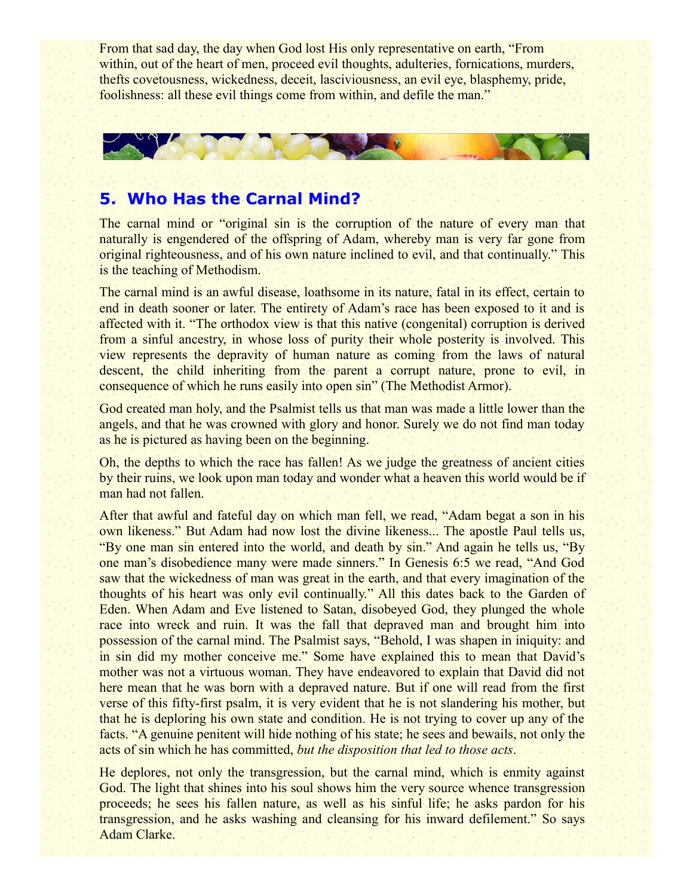From that sad day, the day when God lost His only representative on earth, "From within, out of the heart of men, proceed evil thoughts, adulteries, fornications, murders, thefts covetousness, wickedness, deceit, lasciviousness, an evil eye, blasphemy, pride, foolishness: all these evil things come from within, and defile the man."

## 5. Who Has the Carnal Mind?

The carnal mind or "original sin is the corruption of the nature of every man that naturally is engendered of the offspring of Adam, whereby man is very far gone from original righteousness, and of his own nature inclined to evil, and that continually." This is the teaching of Methodism.

The carnal mind is an awful disease, loathsome in its nature, fatal in its effect, certain to end in death sooner or later. The entirety of Adam's race has been exposed to it and is affected with it. "The orthodox view is that this native (congenital) corruption is derived from a sinful ancestry, in whose loss of purity their whole posterity is involved. This view represents the depravity of human nature as coming from the laws of natural descent, the child inheriting from the parent a corrupt nature, prone to evil, in consequence of which he runs easily into open sin" (The Methodist Armor).

God created man holy, and the Psalmist tells us that man was made a little lower than the angels, and that he was crowned with glory and honor. Surely we do not find man today as he is pictured as having been on the beginning.

Oh, the depths to which the race has fallen! As we judge the greatness of ancient cities by their ruins, we look upon man today and wonder what a heaven this world would be if man had not fallen.

After that awful and fateful day on which man fell, we read, "Adam begat a son in his own likeness." But Adam had now lost the divine likeness... The apostle Paul tells us, "By one man sin entered into the world, and death by sin." And again he tells us, "By one man's disobedience many were made sinners." In Genesis 6:5 we read, "And God saw that the wickedness of man was great in the earth, and that every imagination of the thoughts of his heart was only evil continually." All this dates back to the Garden of Eden. When Adam and Eve listened to Satan, disobeyed God, they plunged the whole race into wreck and ruin. It was the fall that depraved man and brought him into possession of the carnal mind. The Psalmist says, "Behold, I was shapen in iniquity: and in sin did my mother conceive me." Some have explained this to mean that David's mother was not a virtuous woman. They have endeavored to explain that David did not here mean that he was born with a depraved nature. But if one will read from the first verse of this fifty-first psalm, it is very evident that he is not slandering his mother, but that he is deploring his own state and condition. He is not trying to cover up any of the facts. "A genuine penitent will hide nothing of his state; he sees and bewails, not only the acts of sin which he has committed, *but the disposition that led to those acts*.

He deplores, not only the transgression, but the carnal mind, which is enmity against God. The light that shines into his soul shows him the very source whence transgression proceeds; he sees his fallen nature, as well as his sinful life; he asks pardon for his transgression, and he asks washing and cleansing for his inward defilement." So says Adam Clarke.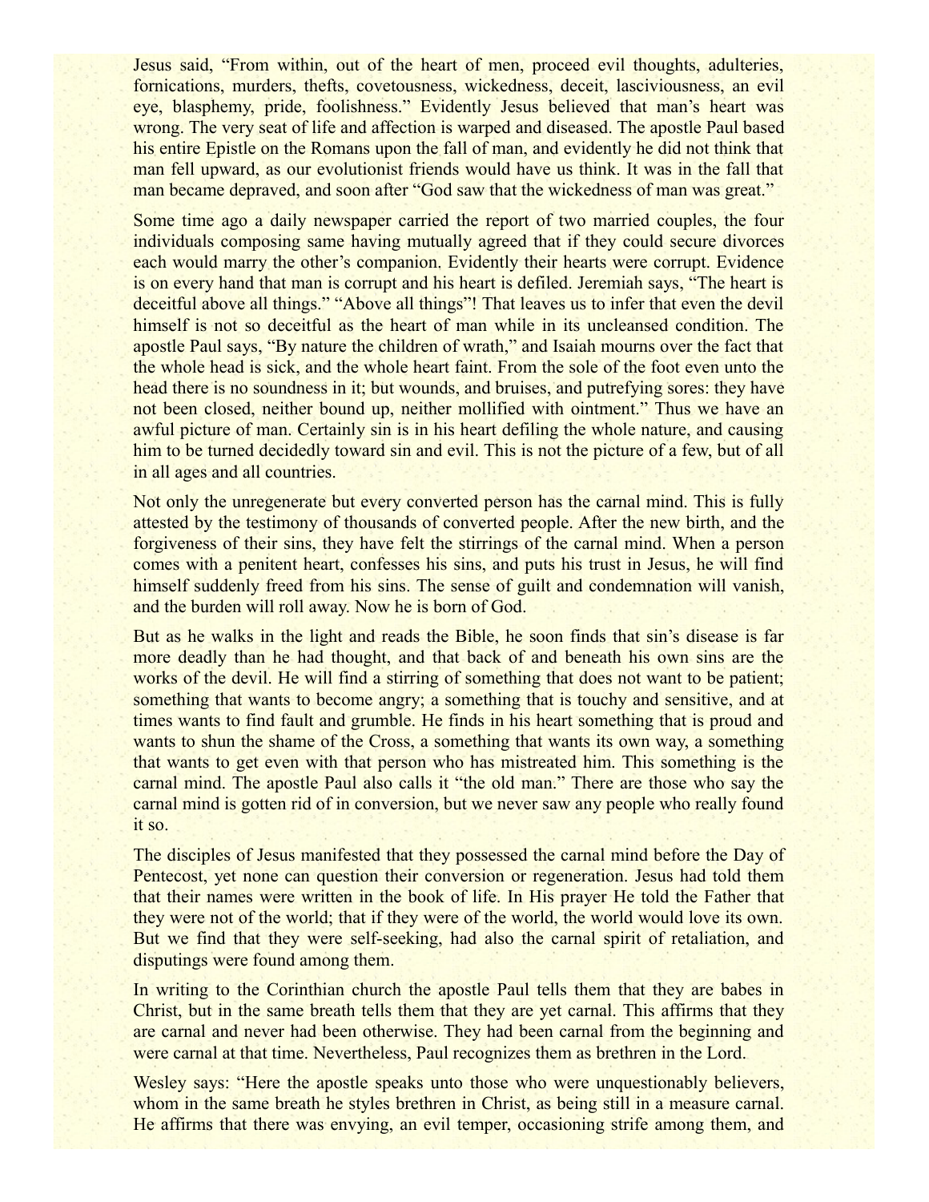Jesus said, “From within, out of the heart of men, proceed evil thoughts, adulteries, fornications, murders, thefts, covetousness, wickedness, deceit, lasciviousness, an evil eye, blasphemy, pride, foolishness.” Evidently Jesus believed that man’s heart was wrong. The very seat of life and affection is warped and diseased. The apostle Paul based his entire Epistle on the Romans upon the fall of man, and evidently he did not think that man fell upward, as our evolutionist friends would have us think. It was in the fall that man became depraved, and soon after “God saw that the wickedness of man was great.”

Some time ago a daily newspaper carried the report of two married couples, the four individuals composing same having mutually agreed that if they could secure divorces each would marry the other’s companion. Evidently their hearts were corrupt. Evidence is on every hand that man is corrupt and his heart is defiled. Jeremiah says, “The heart is deceitful above all things.” “Above all things”! That leaves us to infer that even the devil himself is not so deceitful as the heart of man while in its uncleansed condition. The apostle Paul says, “By nature the children of wrath,” and Isaiah mourns over the fact that the whole head is sick, and the whole heart faint. From the sole of the foot even unto the head there is no soundness in it; but wounds, and bruises, and putrefying sores: they have not been closed, neither bound up, neither mollified with ointment.” Thus we have an awful picture of man. Certainly sin is in his heart defiling the whole nature, and causing him to be turned decidedly toward sin and evil. This is not the picture of a few, but of all in all ages and all countries.

Not only the unregenerate but every converted person has the carnal mind. This is fully attested by the testimony of thousands of converted people. After the new birth, and the forgiveness of their sins, they have felt the stirrings of the carnal mind. When a person comes with a penitent heart, confesses his sins, and puts his trust in Jesus, he will find himself suddenly freed from his sins. The sense of guilt and condemnation will vanish, and the burden will roll away. Now he is born of God.

But as he walks in the light and reads the Bible, he soon finds that sin’s disease is far more deadly than he had thought, and that back of and beneath his own sins are the works of the devil. He will find a stirring of something that does not want to be patient; something that wants to become angry; a something that is touchy and sensitive, and at times wants to find fault and grumble. He finds in his heart something that is proud and wants to shun the shame of the Cross, a something that wants its own way, a something that wants to get even with that person who has mistreated him. This something is the carnal mind. The apostle Paul also calls it “the old man.” There are those who say the carnal mind is gotten rid of in conversion, but we never saw any people who really found it so.

The disciples of Jesus manifested that they possessed the carnal mind before the Day of Pentecost, yet none can question their conversion or regeneration. Jesus had told them that their names were written in the book of life. In His prayer He told the Father that they were not of the world; that if they were of the world, the world would love its own. But we find that they were self-seeking, had also the carnal spirit of retaliation, and disputings were found among them.

In writing to the Corinthian church the apostle Paul tells them that they are babes in Christ, but in the same breath tells them that they are yet carnal. This affirms that they are carnal and never had been otherwise. They had been carnal from the beginning and were carnal at that time. Nevertheless, Paul recognizes them as brethren in the Lord.

Wesley says: “Here the apostle speaks unto those who were unquestionably believers, whom in the same breath he styles brethren in Christ, as being still in a measure carnal. He affirms that there was envying, an evil temper, occasioning strife among them, and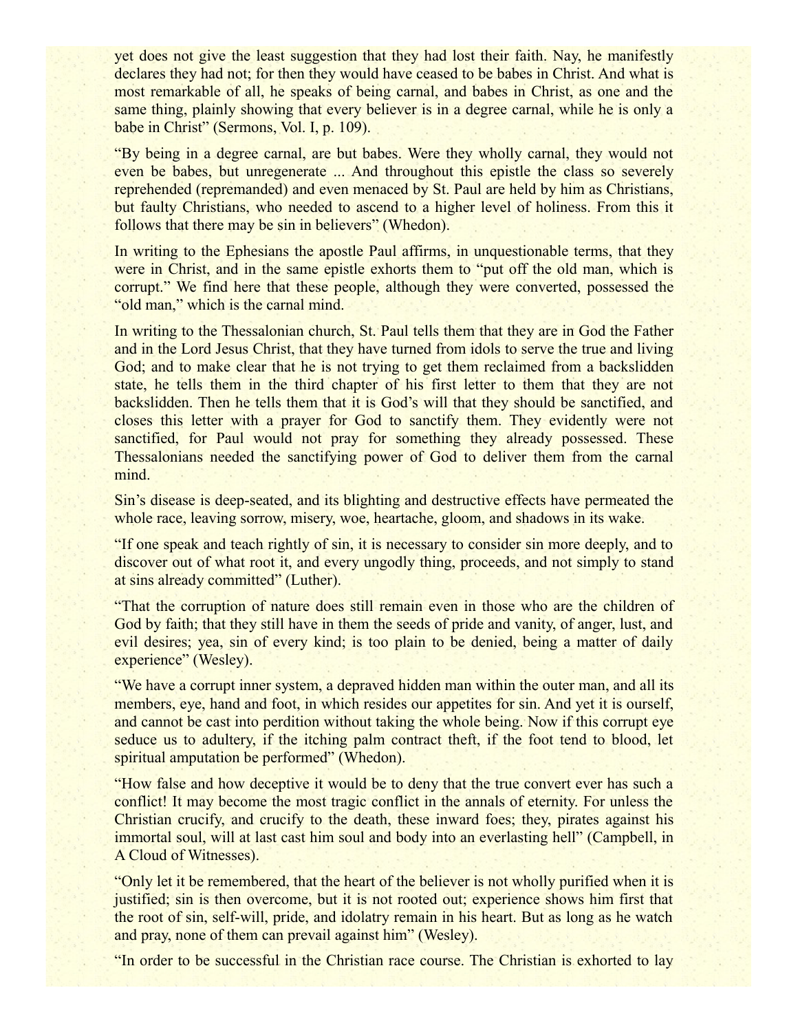yet does not give the least suggestion that they had lost their faith. Nay, he manifestly declares they had not; for then they would have ceased to be babes in Christ. And what is most remarkable of all, he speaks of being carnal, and babes in Christ, as one and the same thing, plainly showing that every believer is in a degree carnal, while he is only a babe in Christ" (Sermons, Vol. I, p. 109).

"By being in a degree carnal, are but babes. Were they wholly carnal, they would not even be babes, but unregenerate ... And throughout this epistle the class so severely reprehended (repremanded) and even menaced by St. Paul are held by him as Christians, but faulty Christians, who needed to ascend to a higher level of holiness. From this it follows that there may be sin in believers" (Whedon).

In writing to the Ephesians the apostle Paul affirms, in unquestionable terms, that they were in Christ, and in the same epistle exhorts them to "put off the old man, which is corrupt." We find here that these people, although they were converted, possessed the "old man," which is the carnal mind.

In writing to the Thessalonian church, St. Paul tells them that they are in God the Father and in the Lord Jesus Christ, that they have turned from idols to serve the true and living God; and to make clear that he is not trying to get them reclaimed from a backslidden state, he tells them in the third chapter of his first letter to them that they are not backslidden. Then he tells them that it is God's will that they should be sanctified, and closes this letter with a prayer for God to sanctify them. They evidently were not sanctified, for Paul would not pray for something they already possessed. These Thessalonians needed the sanctifying power of God to deliver them from the carnal mind.

Sin's disease is deep-seated, and its blighting and destructive effects have permeated the whole race, leaving sorrow, misery, woe, heartache, gloom, and shadows in its wake.

"If one speak and teach rightly of sin, it is necessary to consider sin more deeply, and to discover out of what root it, and every ungodly thing, proceeds, and not simply to stand at sins already committed" (Luther).

"That the corruption of nature does still remain even in those who are the children of God by faith; that they still have in them the seeds of pride and vanity, of anger, lust, and evil desires; yea, sin of every kind; is too plain to be denied, being a matter of daily experience" (Wesley).

"We have a corrupt inner system, a depraved hidden man within the outer man, and all its members, eye, hand and foot, in which resides our appetites for sin. And yet it is ourself, and cannot be cast into perdition without taking the whole being. Now if this corrupt eye seduce us to adultery, if the itching palm contract theft, if the foot tend to blood, let spiritual amputation be performed" (Whedon).

"How false and how deceptive it would be to deny that the true convert ever has such a conflict! It may become the most tragic conflict in the annals of eternity. For unless the Christian crucify, and crucify to the death, these inward foes; they, pirates against his immortal soul, will at last cast him soul and body into an everlasting hell" (Campbell, in A Cloud of Witnesses).

"Only let it be remembered, that the heart of the believer is not wholly purified when it is justified; sin is then overcome, but it is not rooted out; experience shows him first that the root of sin, self-will, pride, and idolatry remain in his heart. But as long as he watch and pray, none of them can prevail against him" (Wesley).

"In order to be successful in the Christian race course. The Christian is exhorted to lay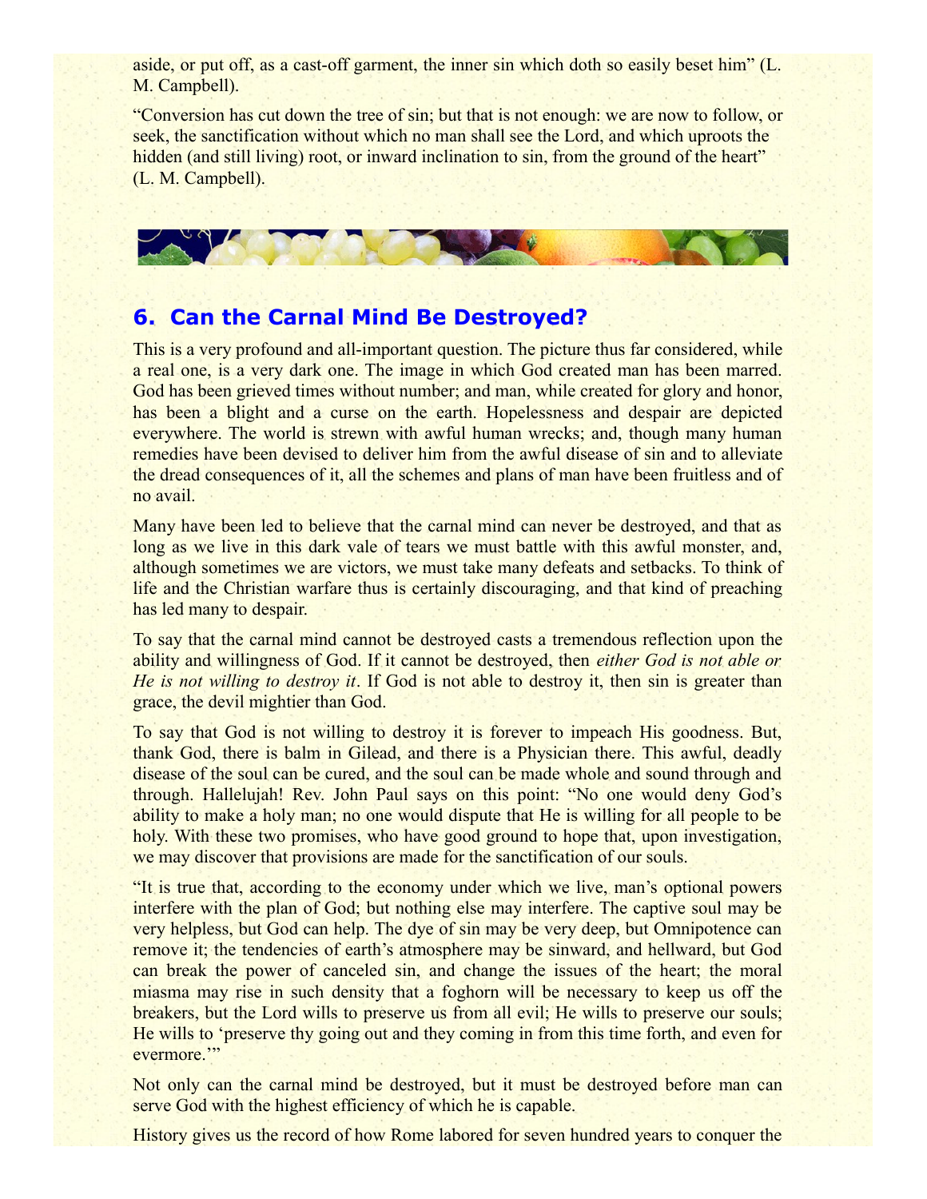aside, or put off, as a cast-off garment, the inner sin which doth so easily beset him" (L. M. Campbell).

"Conversion has cut down the tree of sin; but that is not enough: we are now to follow, or seek, the sanctification without which no man shall see the Lord, and which uproots the hidden (and still living) root, or inward inclination to sin, from the ground of the heart" (L. M. Campbell).

## 6. Can the Carnal Mind Be Destroyed?

This is a very profound and all-important question. The picture thus far considered, while a real one, is a very dark one. The image in which God created man has been marred. God has been grieved times without number; and man, while created for glory and honor, has been a blight and a curse on the earth. Hopelessness and despair are depicted everywhere. The world is strewn with awful human wrecks; and, though many human remedies have been devised to deliver him from the awful disease of sin and to alleviate the dread consequences of it, all the schemes and plans of man have been fruitless and of no avail.

Many have been led to believe that the carnal mind can never be destroyed, and that as long as we live in this dark vale of tears we must battle with this awful monster, and, although sometimes we are victors, we must take many defeats and setbacks. To think of life and the Christian warfare thus is certainly discouraging, and that kind of preaching has led many to despair.

To say that the carnal mind cannot be destroyed casts a tremendous reflection upon the ability and willingness of God. If it cannot be destroyed, then *either God is not able or He is not willing to destroy it*. If God is not able to destroy it, then sin is greater than grace, the devil mightier than God.

To say that God is not willing to destroy it is forever to impeach His goodness. But, thank God, there is balm in Gilead, and there is a Physician there. This awful, deadly disease of the soul can be cured, and the soul can be made whole and sound through and through. Hallelujah! Rev. John Paul says on this point: "No one would deny God's ability to make a holy man; no one would dispute that He is willing for all people to be holy. With these two promises, who have good ground to hope that, upon investigation, we may discover that provisions are made for the sanctification of our souls.

"It is true that, according to the economy under which we live, man's optional powers interfere with the plan of God; but nothing else may interfere. The captive soul may be very helpless, but God can help. The dye of sin may be very deep, but Omnipotence can remove it; the tendencies of earth's atmosphere may be sinward, and hellward, but God can break the power of canceled sin, and change the issues of the heart; the moral miasma may rise in such density that a foghorn will be necessary to keep us off the breakers, but the Lord wills to preserve us from all evil; He wills to preserve our souls; He wills to 'preserve thy going out and they coming in from this time forth, and even for evermore.'"

Not only can the carnal mind be destroyed, but it must be destroyed before man can serve God with the highest efficiency of which he is capable.

History gives us the record of how Rome labored for seven hundred years to conquer the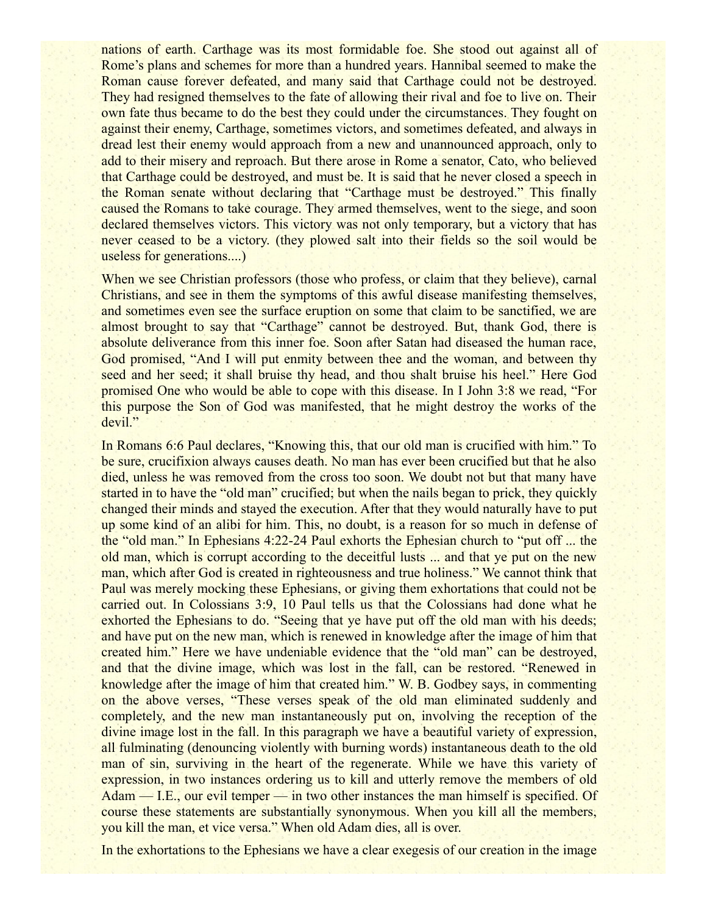nations of earth. Carthage was its most formidable foe. She stood out against all of Rome's plans and schemes for more than a hundred years. Hannibal seemed to make the Roman cause forever defeated, and many said that Carthage could not be destroyed. They had resigned themselves to the fate of allowing their rival and foe to live on. Their own fate thus became to do the best they could under the circumstances. They fought on against their enemy, Carthage, sometimes victors, and sometimes defeated, and always in dread lest their enemy would approach from a new and unannounced approach, only to add to their misery and reproach. But there arose in Rome a senator, Cato, who believed that Carthage could be destroyed, and must be. It is said that he never closed a speech in the Roman senate without declaring that "Carthage must be destroyed." This finally caused the Romans to take courage. They armed themselves, went to the siege, and soon declared themselves victors. This victory was not only temporary, but a victory that has never ceased to be a victory. (they plowed salt into their fields so the soil would be useless for generations....)

When we see Christian professors (those who profess, or claim that they believe), carnal Christians, and see in them the symptoms of this awful disease manifesting themselves, and sometimes even see the surface eruption on some that claim to be sanctified, we are almost brought to say that "Carthage" cannot be destroyed. But, thank God, there is absolute deliverance from this inner foe. Soon after Satan had diseased the human race, God promised, "And I will put enmity between thee and the woman, and between thy seed and her seed; it shall bruise thy head, and thou shalt bruise his heel." Here God promised One who would be able to cope with this disease. In I John 3:8 we read, "For this purpose the Son of God was manifested, that he might destroy the works of the devil."

In Romans 6:6 Paul declares, "Knowing this, that our old man is crucified with him." To be sure, crucifixion always causes death. No man has ever been crucified but that he also died, unless he was removed from the cross too soon. We doubt not but that many have started in to have the "old man" crucified; but when the nails began to prick, they quickly changed their minds and stayed the execution. After that they would naturally have to put up some kind of an alibi for him. This, no doubt, is a reason for so much in defense of the "old man." In Ephesians 4:22-24 Paul exhorts the Ephesian church to "put off ... the old man, which is corrupt according to the deceitful lusts ... and that ye put on the new man, which after God is created in righteousness and true holiness." We cannot think that Paul was merely mocking these Ephesians, or giving them exhortations that could not be carried out. In Colossians 3:9, 10 Paul tells us that the Colossians had done what he exhorted the Ephesians to do. "Seeing that ye have put off the old man with his deeds; and have put on the new man, which is renewed in knowledge after the image of him that created him." Here we have undeniable evidence that the "old man" can be destroyed, and that the divine image, which was lost in the fall, can be restored. "Renewed in knowledge after the image of him that created him." W. B. Godbey says, in commenting on the above verses, "These verses speak of the old man eliminated suddenly and completely, and the new man instantaneously put on, involving the reception of the divine image lost in the fall. In this paragraph we have a beautiful variety of expression, all fulminating (denouncing violently with burning words) instantaneous death to the old man of sin, surviving in the heart of the regenerate. While we have this variety of expression, in two instances ordering us to kill and utterly remove the members of old Adam — I.E., our evil temper — in two other instances the man himself is specified. Of course these statements are substantially synonymous. When you kill all the members, you kill the man, et vice versa." When old Adam dies, all is over.

In the exhortations to the Ephesians we have a clear exegesis of our creation in the image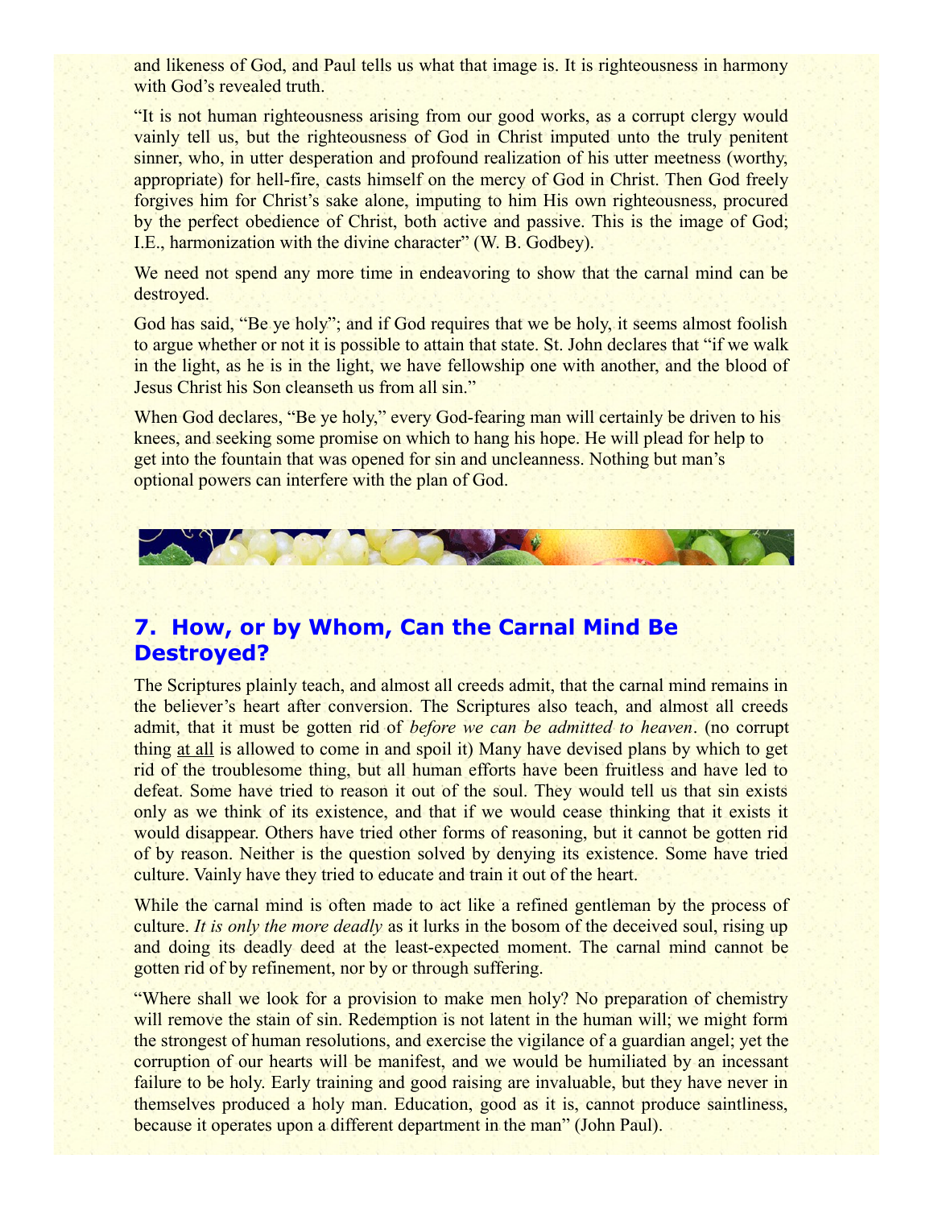and likeness of God, and Paul tells us what that image is. It is righteousness in harmony with God's revealed truth.

"It is not human righteousness arising from our good works, as a corrupt clergy would vainly tell us, but the righteousness of God in Christ imputed unto the truly penitent sinner, who, in utter desperation and profound realization of his utter meetness (worthy, appropriate) for hell-fire, casts himself on the mercy of God in Christ. Then God freely forgives him for Christ's sake alone, imputing to him His own righteousness, procured by the perfect obedience of Christ, both active and passive. This is the image of God; I.E., harmonization with the divine character" (W. B. Godbey).

We need not spend any more time in endeavoring to show that the carnal mind can be destroyed.

God has said, "Be ye holy"; and if God requires that we be holy, it seems almost foolish to argue whether or not it is possible to attain that state. St. John declares that "if we walk in the light, as he is in the light, we have fellowship one with another, and the blood of Jesus Christ his Son cleanseth us from all sin."

When God declares, "Be ye holy," every God-fearing man will certainly be driven to his knees, and seeking some promise on which to hang his hope. He will plead for help to get into the fountain that was opened for sin and uncleanness. Nothing but man's optional powers can interfere with the plan of God.

## 7. How, or by Whom, Can the Carnal Mind Be Destroyed?

The Scriptures plainly teach, and almost all creeds admit, that the carnal mind remains in the believer's heart after conversion. The Scriptures also teach, and almost all creeds admit, that it must be gotten rid of *before we can be admitted to heaven*. (no corrupt thing at all is allowed to come in and spoil it) Many have devised plans by which to get rid of the troublesome thing, but all human efforts have been fruitless and have led to defeat. Some have tried to reason it out of the soul. They would tell us that sin exists only as we think of its existence, and that if we would cease thinking that it exists it would disappear. Others have tried other forms of reasoning, but it cannot be gotten rid of by reason. Neither is the question solved by denying its existence. Some have tried culture. Vainly have they tried to educate and train it out of the heart.

While the carnal mind is often made to act like a refined gentleman by the process of culture. *It is only the more deadly* as it lurks in the bosom of the deceived soul, rising up and doing its deadly deed at the least-expected moment. The carnal mind cannot be gotten rid of by refinement, nor by or through suffering.

"Where shall we look for a provision to make men holy? No preparation of chemistry will remove the stain of sin. Redemption is not latent in the human will; we might form the strongest of human resolutions, and exercise the vigilance of a guardian angel; yet the corruption of our hearts will be manifest, and we would be humiliated by an incessant failure to be holy. Early training and good raising are invaluable, but they have never in themselves produced a holy man. Education, good as it is, cannot produce saintliness, because it operates upon a different department in the man" (John Paul).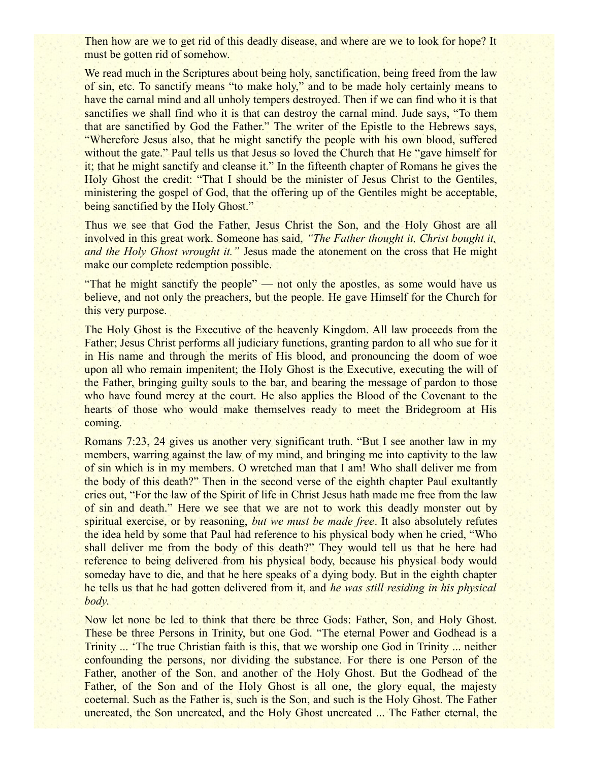Then how are we to get rid of this deadly disease, and where are we to look for hope? It must be gotten rid of somehow.

We read much in the Scriptures about being holy, sanctification, being freed from the law of sin, etc. To sanctify means "to make holy," and to be made holy certainly means to have the carnal mind and all unholy tempers destroyed. Then if we can find who it is that sanctifies we shall find who it is that can destroy the carnal mind. Jude says, "To them that are sanctified by God the Father." The writer of the Epistle to the Hebrews says, "Wherefore Jesus also, that he might sanctify the people with his own blood, suffered without the gate." Paul tells us that Jesus so loved the Church that He "gave himself for it; that he might sanctify and cleanse it." In the fifteenth chapter of Romans he gives the Holy Ghost the credit: "That I should be the minister of Jesus Christ to the Gentiles, ministering the gospel of God, that the offering up of the Gentiles might be acceptable, being sanctified by the Holy Ghost."

Thus we see that God the Father, Jesus Christ the Son, and the Holy Ghost are all involved in this great work. Someone has said, *"The Father thought it, Christ bought it, and the Holy Ghost wrought it."* Jesus made the atonement on the cross that He might make our complete redemption possible.

"That he might sanctify the people" — not only the apostles, as some would have us believe, and not only the preachers, but the people. He gave Himself for the Church for this very purpose.

The Holy Ghost is the Executive of the heavenly Kingdom. All law proceeds from the Father; Jesus Christ performs all judiciary functions, granting pardon to all who sue for it in His name and through the merits of His blood, and pronouncing the doom of woe upon all who remain impenitent; the Holy Ghost is the Executive, executing the will of the Father, bringing guilty souls to the bar, and bearing the message of pardon to those who have found mercy at the court. He also applies the Blood of the Covenant to the hearts of those who would make themselves ready to meet the Bridegroom at His coming.

Romans 7:23, 24 gives us another very significant truth. "But I see another law in my members, warring against the law of my mind, and bringing me into captivity to the law of sin which is in my members. O wretched man that I am! Who shall deliver me from the body of this death?" Then in the second verse of the eighth chapter Paul exultantly cries out, "For the law of the Spirit of life in Christ Jesus hath made me free from the law of sin and death." Here we see that we are not to work this deadly monster out by spiritual exercise, or by reasoning, *but we must be made free*. It also absolutely refutes the idea held by some that Paul had reference to his physical body when he cried, "Who shall deliver me from the body of this death?" They would tell us that he here had reference to being delivered from his physical body, because his physical body would someday have to die, and that he here speaks of a dying body. But in the eighth chapter he tells us that he had gotten delivered from it, and *he was still residing in his physical body.*

Now let none be led to think that there be three Gods: Father, Son, and Holy Ghost. These be three Persons in Trinity, but one God. "The eternal Power and Godhead is a Trinity ... 'The true Christian faith is this, that we worship one God in Trinity ... neither confounding the persons, nor dividing the substance. For there is one Person of the Father, another of the Son, and another of the Holy Ghost. But the Godhead of the Father, of the Son and of the Holy Ghost is all one, the glory equal, the majesty coeternal. Such as the Father is, such is the Son, and such is the Holy Ghost. The Father uncreated, the Son uncreated, and the Holy Ghost uncreated ... The Father eternal, the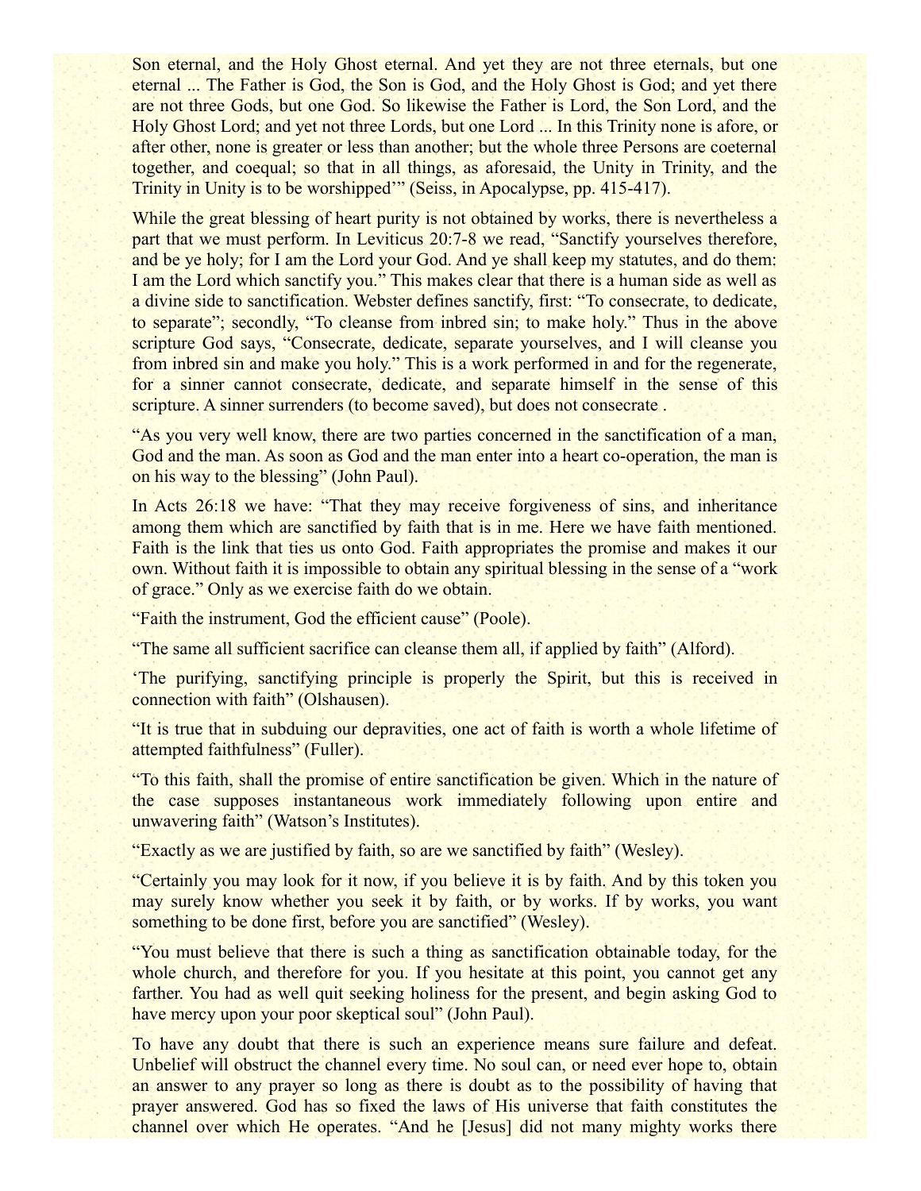Son eternal, and the Holy Ghost eternal. And yet they are not three eternals, but one eternal ... The Father is God, the Son is God, and the Holy Ghost is God; and yet there are not three Gods, but one God. So likewise the Father is Lord, the Son Lord, and the Holy Ghost Lord; and yet not three Lords, but one Lord ... In this Trinity none is afore, or after other, none is greater or less than another; but the whole three Persons are coeternal together, and coequal; so that in all things, as aforesaid, the Unity in Trinity, and the Trinity in Unity is to be worshipped'" (Seiss, in Apocalypse, pp. 415-417).

While the great blessing of heart purity is not obtained by works, there is nevertheless a part that we must perform. In Leviticus 20:7-8 we read, "Sanctify yourselves therefore, and be ye holy; for I am the Lord your God. And ye shall keep my statutes, and do them: I am the Lord which sanctify you." This makes clear that there is a human side as well as a divine side to sanctification. Webster defines sanctify, first: "To consecrate, to dedicate, to separate"; secondly, "To cleanse from inbred sin; to make holy." Thus in the above scripture God says, "Consecrate, dedicate, separate yourselves, and I will cleanse you from inbred sin and make you holy." This is a work performed in and for the regenerate, for a sinner cannot consecrate, dedicate, and separate himself in the sense of this scripture. A sinner surrenders (to become saved), but does not consecrate .

"As you very well know, there are two parties concerned in the sanctification of a man, God and the man. As soon as God and the man enter into a heart co-operation, the man is on his way to the blessing" (John Paul).

In Acts 26:18 we have: "That they may receive forgiveness of sins, and inheritance among them which are sanctified by faith that is in me. Here we have faith mentioned. Faith is the link that ties us onto God. Faith appropriates the promise and makes it our own. Without faith it is impossible to obtain any spiritual blessing in the sense of a "work of grace." Only as we exercise faith do we obtain.

"Faith the instrument, God the efficient cause" (Poole).

"The same all sufficient sacrifice can cleanse them all, if applied by faith" (Alford).

'The purifying, sanctifying principle is properly the Spirit, but this is received in connection with faith" (Olshausen).

"It is true that in subduing our depravities, one act of faith is worth a whole lifetime of attempted faithfulness" (Fuller).

"To this faith, shall the promise of entire sanctification be given. Which in the nature of the case supposes instantaneous work immediately following upon entire and unwavering faith" (Watson's Institutes).

"Exactly as we are justified by faith, so are we sanctified by faith" (Wesley).

"Certainly you may look for it now, if you believe it is by faith. And by this token you may surely know whether you seek it by faith, or by works. If by works, you want something to be done first, before you are sanctified" (Wesley).

"You must believe that there is such a thing as sanctification obtainable today, for the whole church, and therefore for you. If you hesitate at this point, you cannot get any farther. You had as well quit seeking holiness for the present, and begin asking God to have mercy upon your poor skeptical soul" (John Paul).

To have any doubt that there is such an experience means sure failure and defeat. Unbelief will obstruct the channel every time. No soul can, or need ever hope to, obtain an answer to any prayer so long as there is doubt as to the possibility of having that prayer answered. God has so fixed the laws of His universe that faith constitutes the channel over which He operates. "And he [Jesus] did not many mighty works there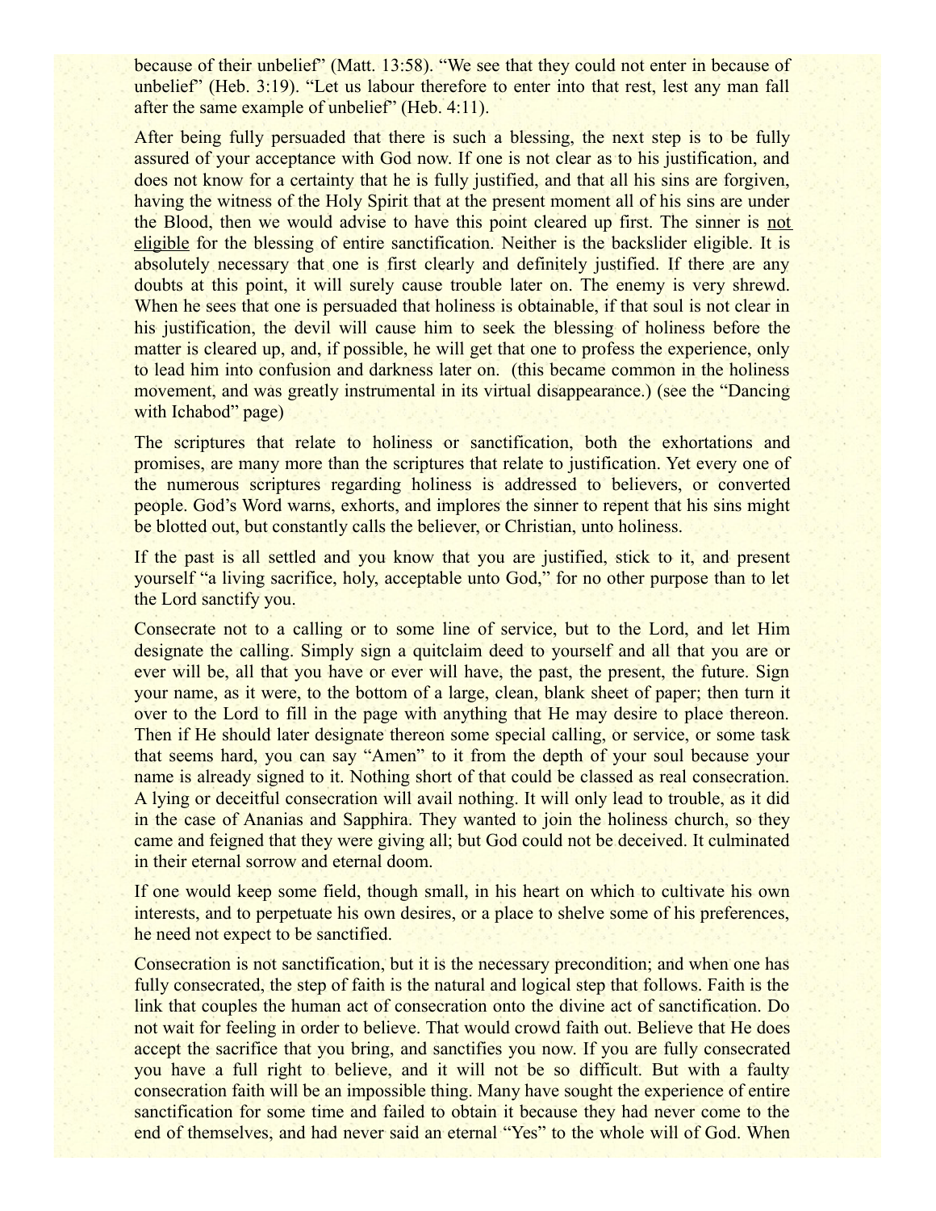because of their unbelief" (Matt. 13:58). "We see that they could not enter in because of unbelief" (Heb. 3:19). "Let us labour therefore to enter into that rest, lest any man fall after the same example of unbelief" (Heb. 4:11).

After being fully persuaded that there is such a blessing, the next step is to be fully assured of your acceptance with God now. If one is not clear as to his justification, and does not know for a certainty that he is fully justified, and that all his sins are forgiven, having the witness of the Holy Spirit that at the present moment all of his sins are under the Blood, then we would advise to have this point cleared up first. The sinner is <u>not eligible</u> for the blessing of entire sanctification. Neither is the backslider eligible. It is absolutely necessary that one is first clearly and definitely justified. If there are any doubts at this point, it will surely cause trouble later on. The enemy is very shrewd. When he sees that one is persuaded that holiness is obtainable, if that soul is not clear in his justification, the devil will cause him to seek the blessing of holiness before the matter is cleared up, and, if possible, he will get that one to profess the experience, only to lead him into confusion and darkness later on. (this became common in the holiness movement, and was greatly instrumental in its virtual disappearance.) (see the "Dancing with Ichabod" page)

The scriptures that relate to holiness or sanctification, both the exhortations and promises, are many more than the scriptures that relate to justification. Yet every one of the numerous scriptures regarding holiness is addressed to believers, or converted people. God's Word warns, exhorts, and implores the sinner to repent that his sins might be blotted out, but constantly calls the believer, or Christian, unto holiness.

If the past is all settled and you know that you are justified, stick to it, and present yourself "a living sacrifice, holy, acceptable unto God," for no other purpose than to let the Lord sanctify you.

Consecrate not to a calling or to some line of service, but to the Lord, and let Him designate the calling. Simply sign a quitclaim deed to yourself and all that you are or ever will be, all that you have or ever will have, the past, the present, the future. Sign your name, as it were, to the bottom of a large, clean, blank sheet of paper; then turn it over to the Lord to fill in the page with anything that He may desire to place thereon. Then if He should later designate thereon some special calling, or service, or some task that seems hard, you can say "Amen" to it from the depth of your soul because your name is already signed to it. Nothing short of that could be classed as real consecration. A lying or deceitful consecration will avail nothing. It will only lead to trouble, as it did in the case of Ananias and Sapphira. They wanted to join the holiness church, so they came and feigned that they were giving all; but God could not be deceived. It culminated in their eternal sorrow and eternal doom.

If one would keep some field, though small, in his heart on which to cultivate his own interests, and to perpetuate his own desires, or a place to shelve some of his preferences, he need not expect to be sanctified.

Consecration is not sanctification, but it is the necessary precondition; and when one has fully consecrated, the step of faith is the natural and logical step that follows. Faith is the link that couples the human act of consecration onto the divine act of sanctification. Do not wait for feeling in order to believe. That would crowd faith out. Believe that He does accept the sacrifice that you bring, and sanctifies you now. If you are fully consecrated you have a full right to believe, and it will not be so difficult. But with a faulty consecration faith will be an impossible thing. Many have sought the experience of entire sanctification for some time and failed to obtain it because they had never come to the end of themselves, and had never said an eternal "Yes" to the whole will of God. When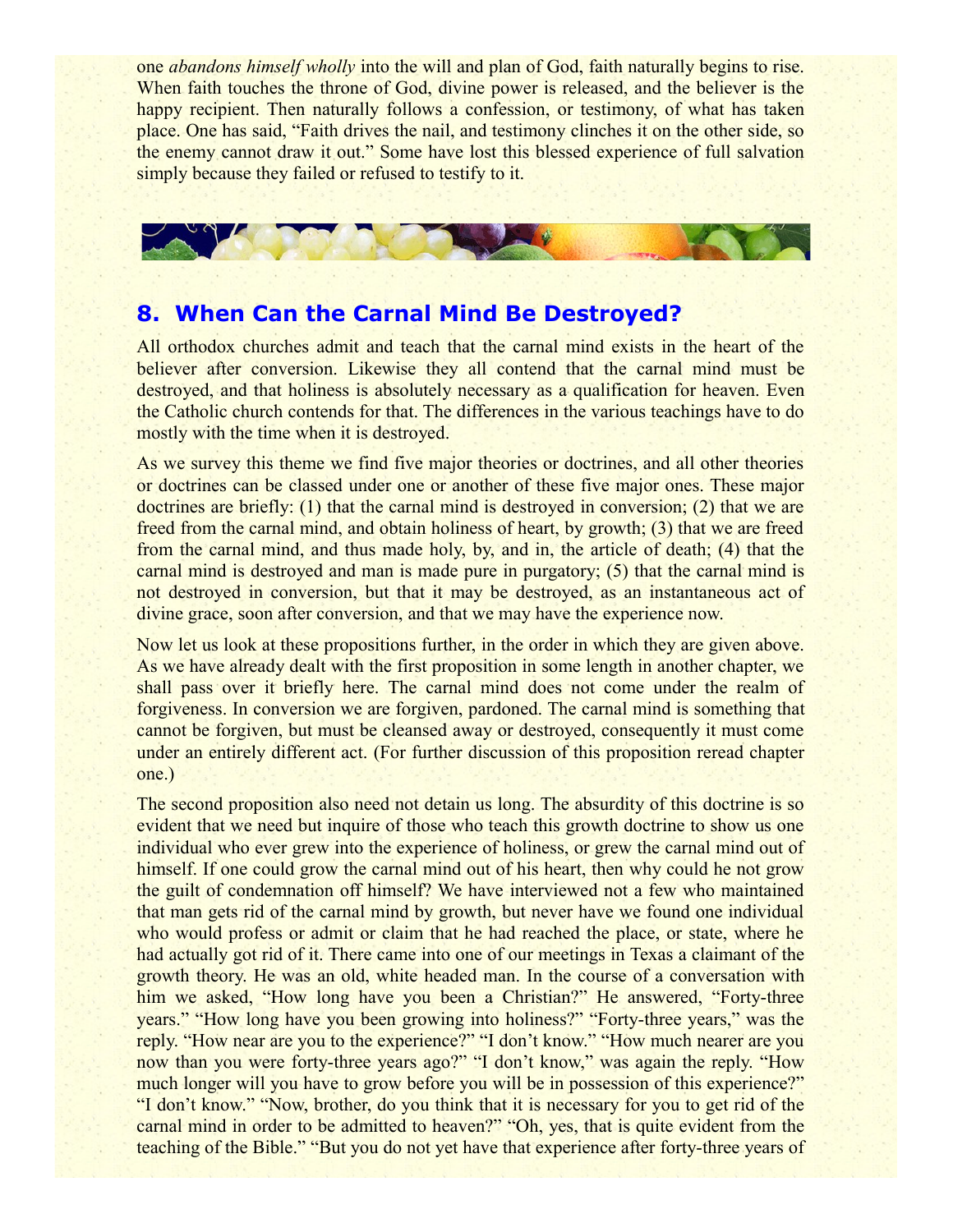one *abandons himself wholly* into the will and plan of God, faith naturally begins to rise. When faith touches the throne of God, divine power is released, and the believer is the happy recipient. Then naturally follows a confession, or testimony, of what has taken place. One has said, "Faith drives the nail, and testimony clinches it on the other side, so the enemy cannot draw it out." Some have lost this blessed experience of full salvation simply because they failed or refused to testify to it.

## 8. When Can the Carnal Mind Be Destroyed?

All orthodox churches admit and teach that the carnal mind exists in the heart of the believer after conversion. Likewise they all contend that the carnal mind must be destroyed, and that holiness is absolutely necessary as a qualification for heaven. Even the Catholic church contends for that. The differences in the various teachings have to do mostly with the time when it is destroyed.

As we survey this theme we find five major theories or doctrines, and all other theories or doctrines can be classed under one or another of these five major ones. These major doctrines are briefly: (1) that the carnal mind is destroyed in conversion; (2) that we are freed from the carnal mind, and obtain holiness of heart, by growth; (3) that we are freed from the carnal mind, and thus made holy, by, and in, the article of death; (4) that the carnal mind is destroyed and man is made pure in purgatory; (5) that the carnal mind is not destroyed in conversion, but that it may be destroyed, as an instantaneous act of divine grace, soon after conversion, and that we may have the experience now.

Now let us look at these propositions further, in the order in which they are given above. As we have already dealt with the first proposition in some length in another chapter, we shall pass over it briefly here. The carnal mind does not come under the realm of forgiveness. In conversion we are forgiven, pardoned. The carnal mind is something that cannot be forgiven, but must be cleansed away or destroyed, consequently it must come under an entirely different act. (For further discussion of this proposition reread chapter one.)

The second proposition also need not detain us long. The absurdity of this doctrine is so evident that we need but inquire of those who teach this growth doctrine to show us one individual who ever grew into the experience of holiness, or grew the carnal mind out of himself. If one could grow the carnal mind out of his heart, then why could he not grow the guilt of condemnation off himself? We have interviewed not a few who maintained that man gets rid of the carnal mind by growth, but never have we found one individual who would profess or admit or claim that he had reached the place, or state, where he had actually got rid of it. There came into one of our meetings in Texas a claimant of the growth theory. He was an old, white headed man. In the course of a conversation with him we asked, "How long have you been a Christian?" He answered, "Forty-three years." "How long have you been growing into holiness?" "Forty-three years," was the reply. "How near are you to the experience?" "I don't know." "How much nearer are you now than you were forty-three years ago?" "I don't know," was again the reply. "How much longer will you have to grow before you will be in possession of this experience?" "I don't know." "Now, brother, do you think that it is necessary for you to get rid of the carnal mind in order to be admitted to heaven?" "Oh, yes, that is quite evident from the teaching of the Bible." "But you do not yet have that experience after forty-three years of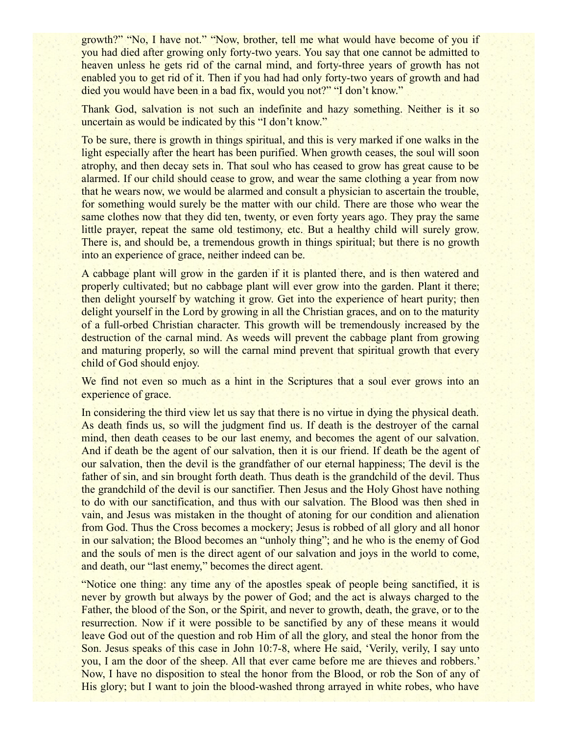growth?" "No, I have not." "Now, brother, tell me what would have become of you if you had died after growing only forty-two years. You say that one cannot be admitted to heaven unless he gets rid of the carnal mind, and forty-three years of growth has not enabled you to get rid of it. Then if you had had only forty-two years of growth and had died you would have been in a bad fix, would you not?" "I don't know."

Thank God, salvation is not such an indefinite and hazy something. Neither is it so uncertain as would be indicated by this "I don't know."

To be sure, there is growth in things spiritual, and this is very marked if one walks in the light especially after the heart has been purified. When growth ceases, the soul will soon atrophy, and then decay sets in. That soul who has ceased to grow has great cause to be alarmed. If our child should cease to grow, and wear the same clothing a year from now that he wears now, we would be alarmed and consult a physician to ascertain the trouble, for something would surely be the matter with our child. There are those who wear the same clothes now that they did ten, twenty, or even forty years ago. They pray the same little prayer, repeat the same old testimony, etc. But a healthy child will surely grow. There is, and should be, a tremendous growth in things spiritual; but there is no growth into an experience of grace, neither indeed can be.

A cabbage plant will grow in the garden if it is planted there, and is then watered and properly cultivated; but no cabbage plant will ever grow into the garden. Plant it there; then delight yourself by watching it grow. Get into the experience of heart purity; then delight yourself in the Lord by growing in all the Christian graces, and on to the maturity of a full-orbed Christian character. This growth will be tremendously increased by the destruction of the carnal mind. As weeds will prevent the cabbage plant from growing and maturing properly, so will the carnal mind prevent that spiritual growth that every child of God should enjoy.

We find not even so much as a hint in the Scriptures that a soul ever grows into an experience of grace.

In considering the third view let us say that there is no virtue in dying the physical death. As death finds us, so will the judgment find us. If death is the destroyer of the carnal mind, then death ceases to be our last enemy, and becomes the agent of our salvation. And if death be the agent of our salvation, then it is our friend. If death be the agent of our salvation, then the devil is the grandfather of our eternal happiness; The devil is the father of sin, and sin brought forth death. Thus death is the grandchild of the devil. Thus the grandchild of the devil is our sanctifier. Then Jesus and the Holy Ghost have nothing to do with our sanctification, and thus with our salvation. The Blood was then shed in vain, and Jesus was mistaken in the thought of atoning for our condition and alienation from God. Thus the Cross becomes a mockery; Jesus is robbed of all glory and all honor in our salvation; the Blood becomes an "unholy thing"; and he who is the enemy of God and the souls of men is the direct agent of our salvation and joys in the world to come, and death, our "last enemy," becomes the direct agent.

"Notice one thing: any time any of the apostles speak of people being sanctified, it is never by growth but always by the power of God; and the act is always charged to the Father, the blood of the Son, or the Spirit, and never to growth, death, the grave, or to the resurrection. Now if it were possible to be sanctified by any of these means it would leave God out of the question and rob Him of all the glory, and steal the honor from the Son. Jesus speaks of this case in John 10:7-8, where He said, 'Verily, verily, I say unto you, I am the door of the sheep. All that ever came before me are thieves and robbers.' Now, I have no disposition to steal the honor from the Blood, or rob the Son of any of His glory; but I want to join the blood-washed throng arrayed in white robes, who have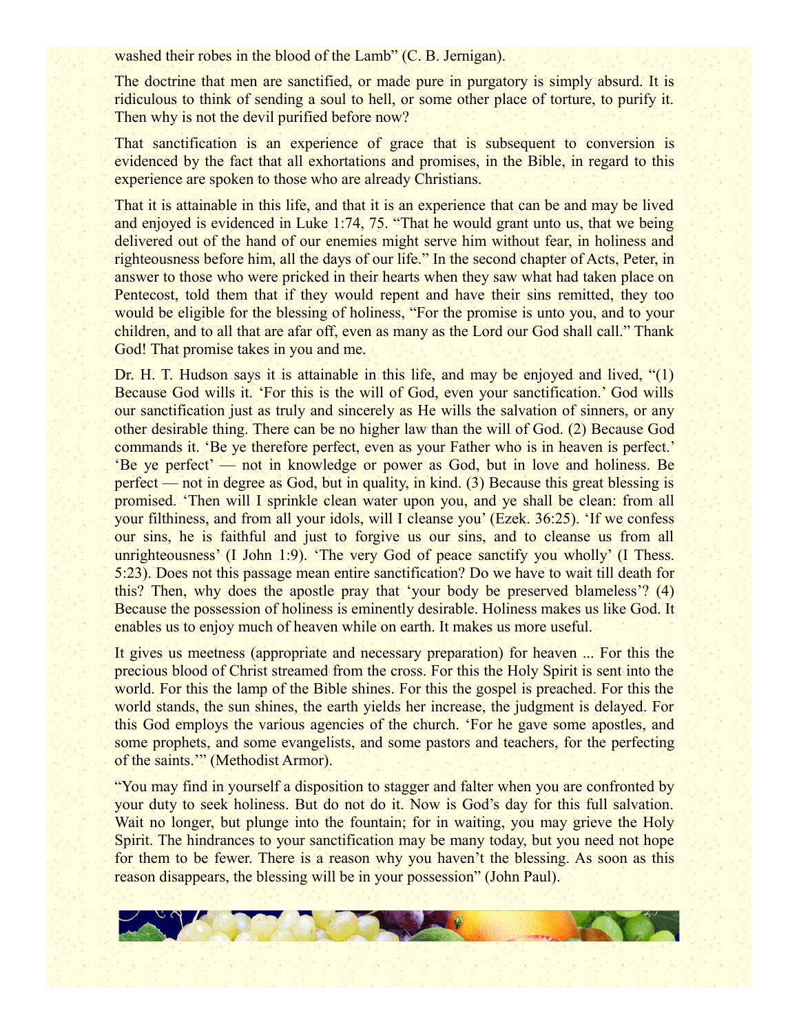washed their robes in the blood of the Lamb" (C. B. Jernigan).

The doctrine that men are sanctified, or made pure in purgatory is simply absurd. It is ridiculous to think of sending a soul to hell, or some other place of torture, to purify it. Then why is not the devil purified before now?

That sanctification is an experience of grace that is subsequent to conversion is evidenced by the fact that all exhortations and promises, in the Bible, in regard to this experience are spoken to those who are already Christians.

That it is attainable in this life, and that it is an experience that can be and may be lived and enjoyed is evidenced in Luke 1:74, 75. "That he would grant unto us, that we being delivered out of the hand of our enemies might serve him without fear, in holiness and righteousness before him, all the days of our life." In the second chapter of Acts, Peter, in answer to those who were pricked in their hearts when they saw what had taken place on Pentecost, told them that if they would repent and have their sins remitted, they too would be eligible for the blessing of holiness, "For the promise is unto you, and to your children, and to all that are afar off, even as many as the Lord our God shall call." Thank God! That promise takes in you and me.

Dr. H. T. Hudson says it is attainable in this life, and may be enjoyed and lived, "(1) Because God wills it. 'For this is the will of God, even your sanctification.' God wills our sanctification just as truly and sincerely as He wills the salvation of sinners, or any other desirable thing. There can be no higher law than the will of God. (2) Because God commands it. 'Be ye therefore perfect, even as your Father who is in heaven is perfect.' 'Be ye perfect' — not in knowledge or power as God, but in love and holiness. Be perfect — not in degree as God, but in quality, in kind. (3) Because this great blessing is promised. 'Then will I sprinkle clean water upon you, and ye shall be clean: from all your filthiness, and from all your idols, will I cleanse you' (Ezek. 36:25). 'If we confess our sins, he is faithful and just to forgive us our sins, and to cleanse us from all unrighteousness' (I John 1:9). 'The very God of peace sanctify you wholly' (I Thess. 5:23). Does not this passage mean entire sanctification? Do we have to wait till death for this? Then, why does the apostle pray that 'your body be preserved blameless'? (4) Because the possession of holiness is eminently desirable. Holiness makes us like God. It enables us to enjoy much of heaven while on earth. It makes us more useful.

It gives us meetness (appropriate and necessary preparation) for heaven ... For this the precious blood of Christ streamed from the cross. For this the Holy Spirit is sent into the world. For this the lamp of the Bible shines. For this the gospel is preached. For this the world stands, the sun shines, the earth yields her increase, the judgment is delayed. For this God employs the various agencies of the church. 'For he gave some apostles, and some prophets, and some evangelists, and some pastors and teachers, for the perfecting of the saints.'" (Methodist Armor).

"You may find in yourself a disposition to stagger and falter when you are confronted by your duty to seek holiness. But do not do it. Now is God's day for this full salvation. Wait no longer, but plunge into the fountain; for in waiting, you may grieve the Holy Spirit. The hindrances to your sanctification may be many today, but you need not hope for them to be fewer. There is a reason why you haven't the blessing. As soon as this reason disappears, the blessing will be in your possession" (John Paul).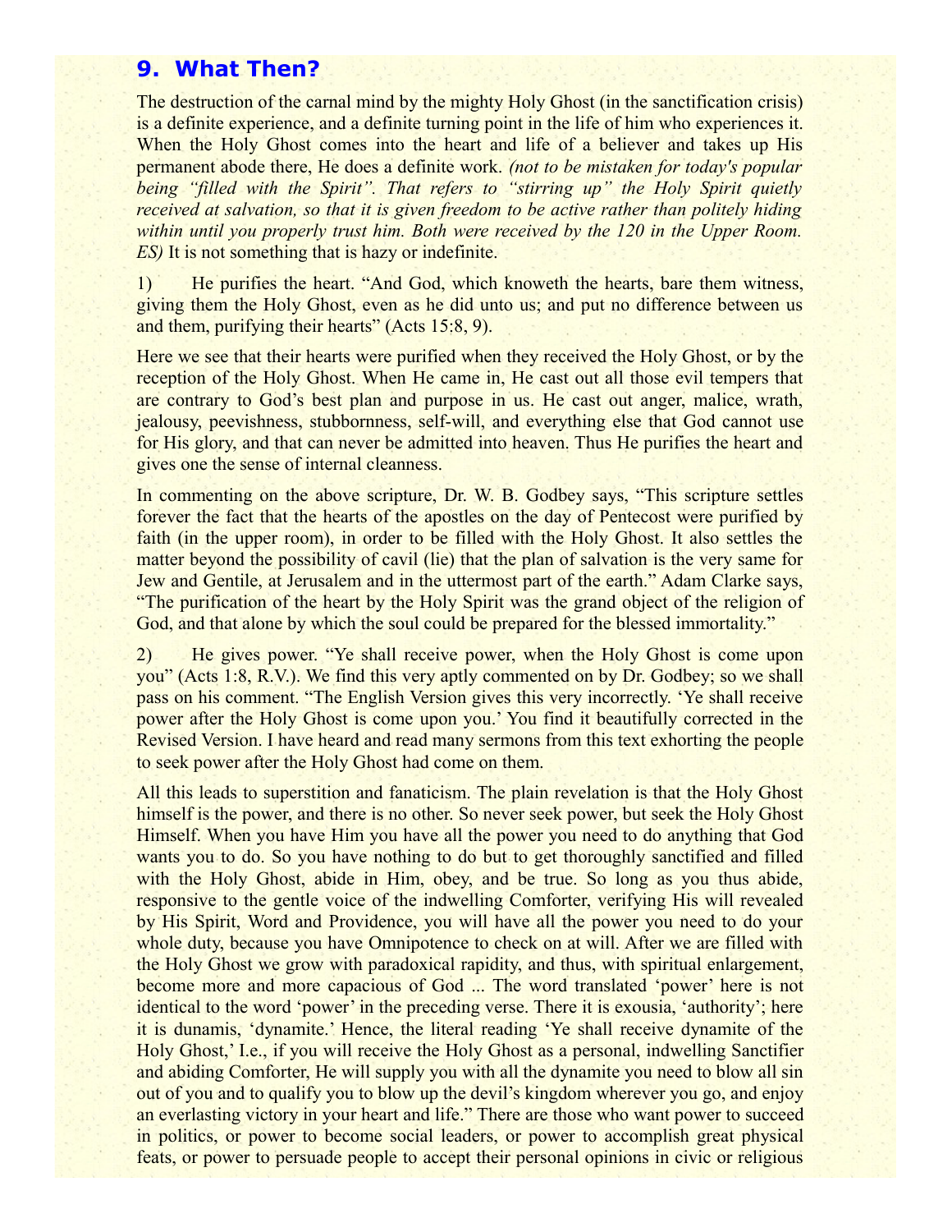## 9. What Then?

The destruction of the carnal mind by the mighty Holy Ghost (in the sanctification crisis) is a definite experience, and a definite turning point in the life of him who experiences it. When the Holy Ghost comes into the heart and life of a believer and takes up His permanent abode there, He does a definite work. *(not to be mistaken for today's popular being "filled with the Spirit". That refers to "stirring up" the Holy Spirit quietly received at salvation, so that it is given freedom to be active rather than politely hiding within until you properly trust him. Both were received by the 120 in the Upper Room. ES)* It is not something that is hazy or indefinite.

1) He purifies the heart. "And God, which knoweth the hearts, bare them witness, giving them the Holy Ghost, even as he did unto us; and put no difference between us and them, purifying their hearts" (Acts 15:8, 9).

Here we see that their hearts were purified when they received the Holy Ghost, or by the reception of the Holy Ghost. When He came in, He cast out all those evil tempers that are contrary to God's best plan and purpose in us. He cast out anger, malice, wrath, jealousy, peevishness, stubbornness, self-will, and everything else that God cannot use for His glory, and that can never be admitted into heaven. Thus He purifies the heart and gives one the sense of internal cleanness.

In commenting on the above scripture, Dr. W. B. Godbey says, "This scripture settles forever the fact that the hearts of the apostles on the day of Pentecost were purified by faith (in the upper room), in order to be filled with the Holy Ghost. It also settles the matter beyond the possibility of cavil (lie) that the plan of salvation is the very same for Jew and Gentile, at Jerusalem and in the uttermost part of the earth." Adam Clarke says, "The purification of the heart by the Holy Spirit was the grand object of the religion of God, and that alone by which the soul could be prepared for the blessed immortality."

2) He gives power. "Ye shall receive power, when the Holy Ghost is come upon you" (Acts 1:8, R.V.). We find this very aptly commented on by Dr. Godbey; so we shall pass on his comment. "The English Version gives this very incorrectly. 'Ye shall receive power after the Holy Ghost is come upon you.' You find it beautifully corrected in the Revised Version. I have heard and read many sermons from this text exhorting the people to seek power after the Holy Ghost had come on them.

All this leads to superstition and fanaticism. The plain revelation is that the Holy Ghost himself is the power, and there is no other. So never seek power, but seek the Holy Ghost Himself. When you have Him you have all the power you need to do anything that God wants you to do. So you have nothing to do but to get thoroughly sanctified and filled with the Holy Ghost, abide in Him, obey, and be true. So long as you thus abide, responsive to the gentle voice of the indwelling Comforter, verifying His will revealed by His Spirit, Word and Providence, you will have all the power you need to do your whole duty, because you have Omnipotence to check on at will. After we are filled with the Holy Ghost we grow with paradoxical rapidity, and thus, with spiritual enlargement, become more and more capacious of God ... The word translated 'power' here is not identical to the word 'power' in the preceding verse. There it is exousia, 'authority'; here it is dunamis, 'dynamite.' Hence, the literal reading 'Ye shall receive dynamite of the Holy Ghost,' I.e., if you will receive the Holy Ghost as a personal, indwelling Sanctifier and abiding Comforter, He will supply you with all the dynamite you need to blow all sin out of you and to qualify you to blow up the devil's kingdom wherever you go, and enjoy an everlasting victory in your heart and life." There are those who want power to succeed in politics, or power to become social leaders, or power to accomplish great physical feats, or power to persuade people to accept their personal opinions in civic or religious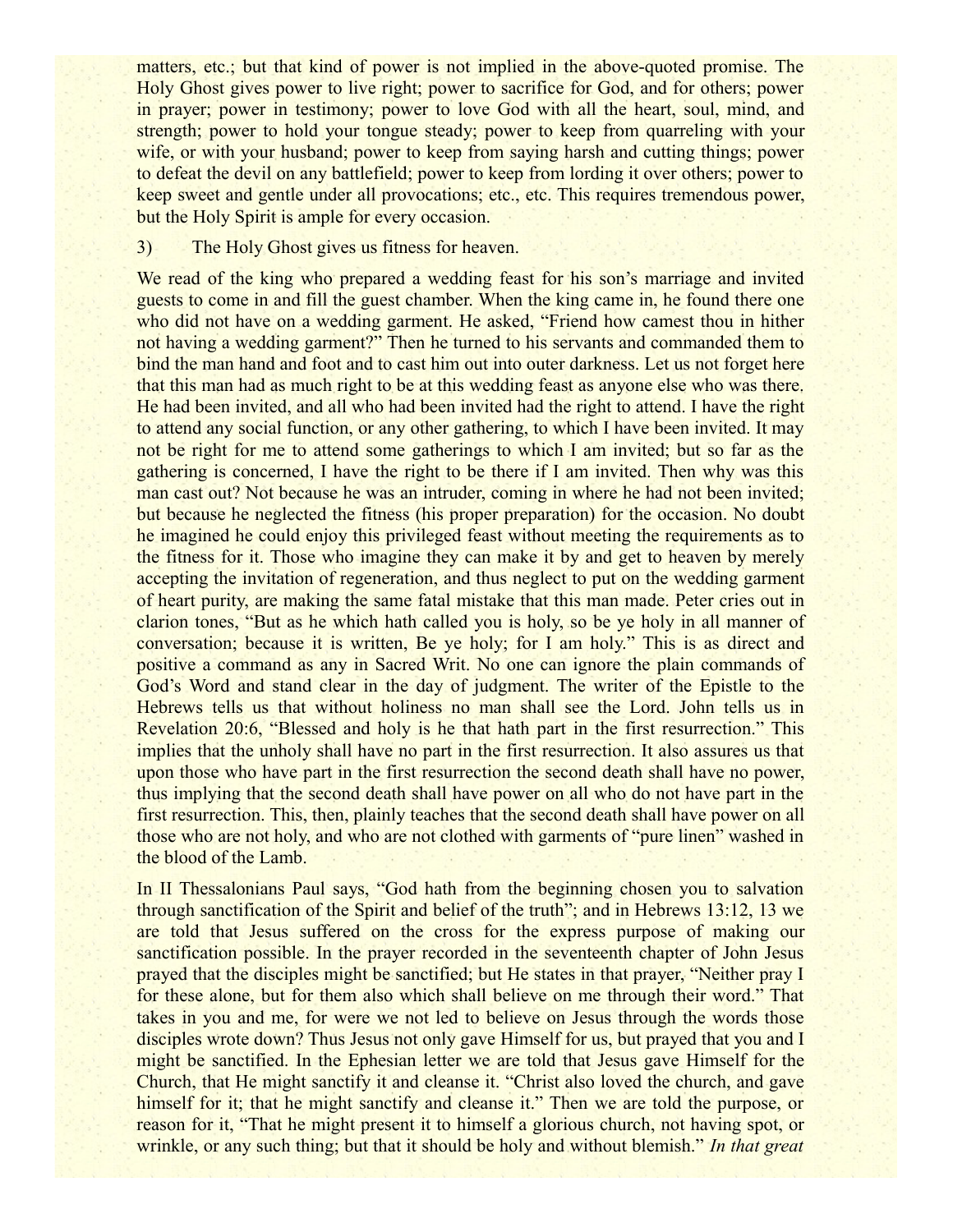matters, etc.; but that kind of power is not implied in the above-quoted promise. The Holy Ghost gives power to live right; power to sacrifice for God, and for others; power in prayer; power in testimony; power to love God with all the heart, soul, mind, and strength; power to hold your tongue steady; power to keep from quarreling with your wife, or with your husband; power to keep from saying harsh and cutting things; power to defeat the devil on any battlefield; power to keep from lording it over others; power to keep sweet and gentle under all provocations; etc., etc. This requires tremendous power, but the Holy Spirit is ample for every occasion.

3) The Holy Ghost gives us fitness for heaven.

We read of the king who prepared a wedding feast for his son's marriage and invited guests to come in and fill the guest chamber. When the king came in, he found there one who did not have on a wedding garment. He asked, "Friend how camest thou in hither not having a wedding garment?" Then he turned to his servants and commanded them to bind the man hand and foot and to cast him out into outer darkness. Let us not forget here that this man had as much right to be at this wedding feast as anyone else who was there. He had been invited, and all who had been invited had the right to attend. I have the right to attend any social function, or any other gathering, to which I have been invited. It may not be right for me to attend some gatherings to which I am invited; but so far as the gathering is concerned, I have the right to be there if I am invited. Then why was this man cast out? Not because he was an intruder, coming in where he had not been invited; but because he neglected the fitness (his proper preparation) for the occasion. No doubt he imagined he could enjoy this privileged feast without meeting the requirements as to the fitness for it. Those who imagine they can make it by and get to heaven by merely accepting the invitation of regeneration, and thus neglect to put on the wedding garment of heart purity, are making the same fatal mistake that this man made. Peter cries out in clarion tones, "But as he which hath called you is holy, so be ye holy in all manner of conversation; because it is written, Be ye holy; for I am holy." This is as direct and positive a command as any in Sacred Writ. No one can ignore the plain commands of God's Word and stand clear in the day of judgment. The writer of the Epistle to the Hebrews tells us that without holiness no man shall see the Lord. John tells us in Revelation 20:6, "Blessed and holy is he that hath part in the first resurrection." This implies that the unholy shall have no part in the first resurrection. It also assures us that upon those who have part in the first resurrection the second death shall have no power, thus implying that the second death shall have power on all who do not have part in the first resurrection. This, then, plainly teaches that the second death shall have power on all those who are not holy, and who are not clothed with garments of "pure linen" washed in the blood of the Lamb.

In II Thessalonians Paul says, "God hath from the beginning chosen you to salvation through sanctification of the Spirit and belief of the truth"; and in Hebrews 13:12, 13 we are told that Jesus suffered on the cross for the express purpose of making our sanctification possible. In the prayer recorded in the seventeenth chapter of John Jesus prayed that the disciples might be sanctified; but He states in that prayer, "Neither pray I for these alone, but for them also which shall believe on me through their word." That takes in you and me, for were we not led to believe on Jesus through the words those disciples wrote down? Thus Jesus not only gave Himself for us, but prayed that you and I might be sanctified. In the Ephesian letter we are told that Jesus gave Himself for the Church, that He might sanctify it and cleanse it. "Christ also loved the church, and gave himself for it; that he might sanctify and cleanse it." Then we are told the purpose, or reason for it, "That he might present it to himself a glorious church, not having spot, or wrinkle, or any such thing; but that it should be holy and without blemish." *In that great*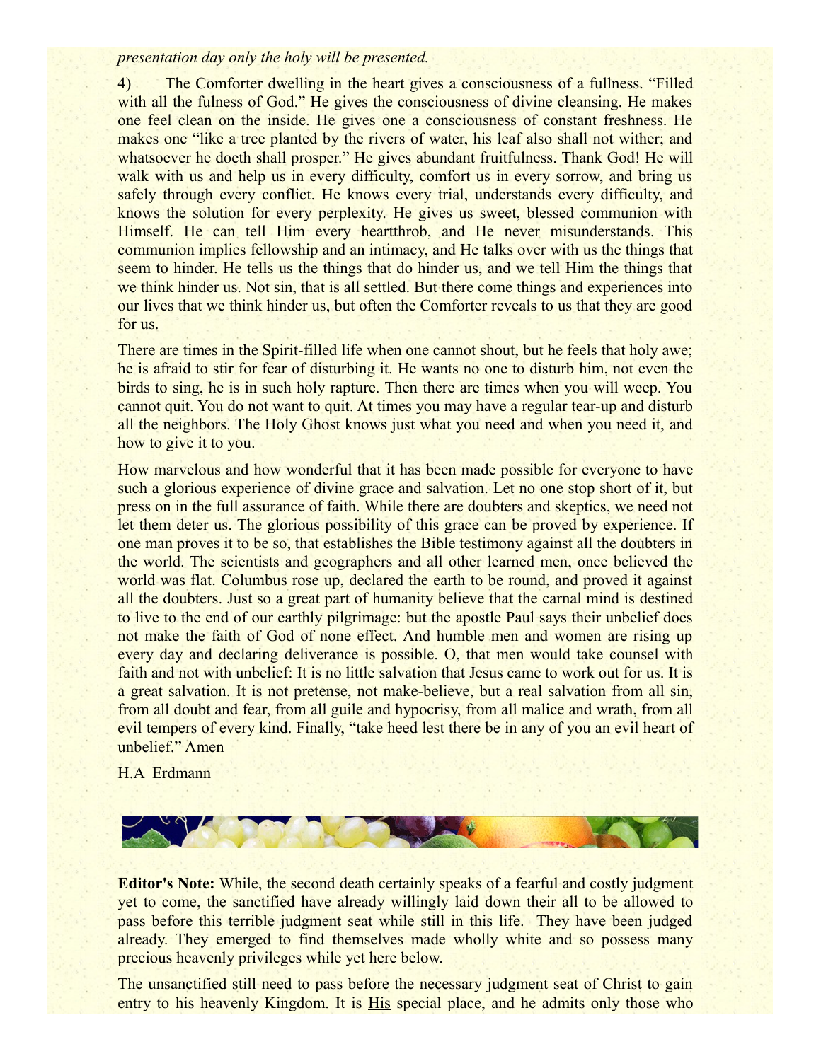*presentation day only the holy will be presented.*

4) The Comforter dwelling in the heart gives a consciousness of a fullness. "Filled with all the fulness of God." He gives the consciousness of divine cleansing. He makes one feel clean on the inside. He gives one a consciousness of constant freshness. He makes one "like a tree planted by the rivers of water, his leaf also shall not wither; and whatsoever he doeth shall prosper." He gives abundant fruitfulness. Thank God! He will walk with us and help us in every difficulty, comfort us in every sorrow, and bring us safely through every conflict. He knows every trial, understands every difficulty, and knows the solution for every perplexity. He gives us sweet, blessed communion with Himself. He can tell Him every heartthrob, and He never misunderstands. This communion implies fellowship and an intimacy, and He talks over with us the things that seem to hinder. He tells us the things that do hinder us, and we tell Him the things that we think hinder us. Not sin, that is all settled. But there come things and experiences into our lives that we think hinder us, but often the Comforter reveals to us that they are good for us.

There are times in the Spirit-filled life when one cannot shout, but he feels that holy awe; he is afraid to stir for fear of disturbing it. He wants no one to disturb him, not even the birds to sing, he is in such holy rapture. Then there are times when you will weep. You cannot quit. You do not want to quit. At times you may have a regular tear-up and disturb all the neighbors. The Holy Ghost knows just what you need and when you need it, and how to give it to you.

How marvelous and how wonderful that it has been made possible for everyone to have such a glorious experience of divine grace and salvation. Let no one stop short of it, but press on in the full assurance of faith. While there are doubters and skeptics, we need not let them deter us. The glorious possibility of this grace can be proved by experience. If one man proves it to be so, that establishes the Bible testimony against all the doubters in the world. The scientists and geographers and all other learned men, once believed the world was flat. Columbus rose up, declared the earth to be round, and proved it against all the doubters. Just so a great part of humanity believe that the carnal mind is destined to live to the end of our earthly pilgrimage: but the apostle Paul says their unbelief does not make the faith of God of none effect. And humble men and women are rising up every day and declaring deliverance is possible. O, that men would take counsel with faith and not with unbelief: It is no little salvation that Jesus came to work out for us. It is a great salvation. It is not pretense, not make-believe, but a real salvation from all sin, from all doubt and fear, from all guile and hypocrisy, from all malice and wrath, from all evil tempers of every kind. Finally, "take heed lest there be in any of you an evil heart of unbelief." Amen

H.A Erdmann

**Editor's Note:** While, the second death certainly speaks of a fearful and costly judgment yet to come, the sanctified have already willingly laid down their all to be allowed to pass before this terrible judgment seat while still in this life. They have been judged already. They emerged to find themselves made wholly white and so possess many precious heavenly privileges while yet here below.

The unsanctified still need to pass before the necessary judgment seat of Christ to gain entry to his heavenly Kingdom. It is His special place, and he admits only those who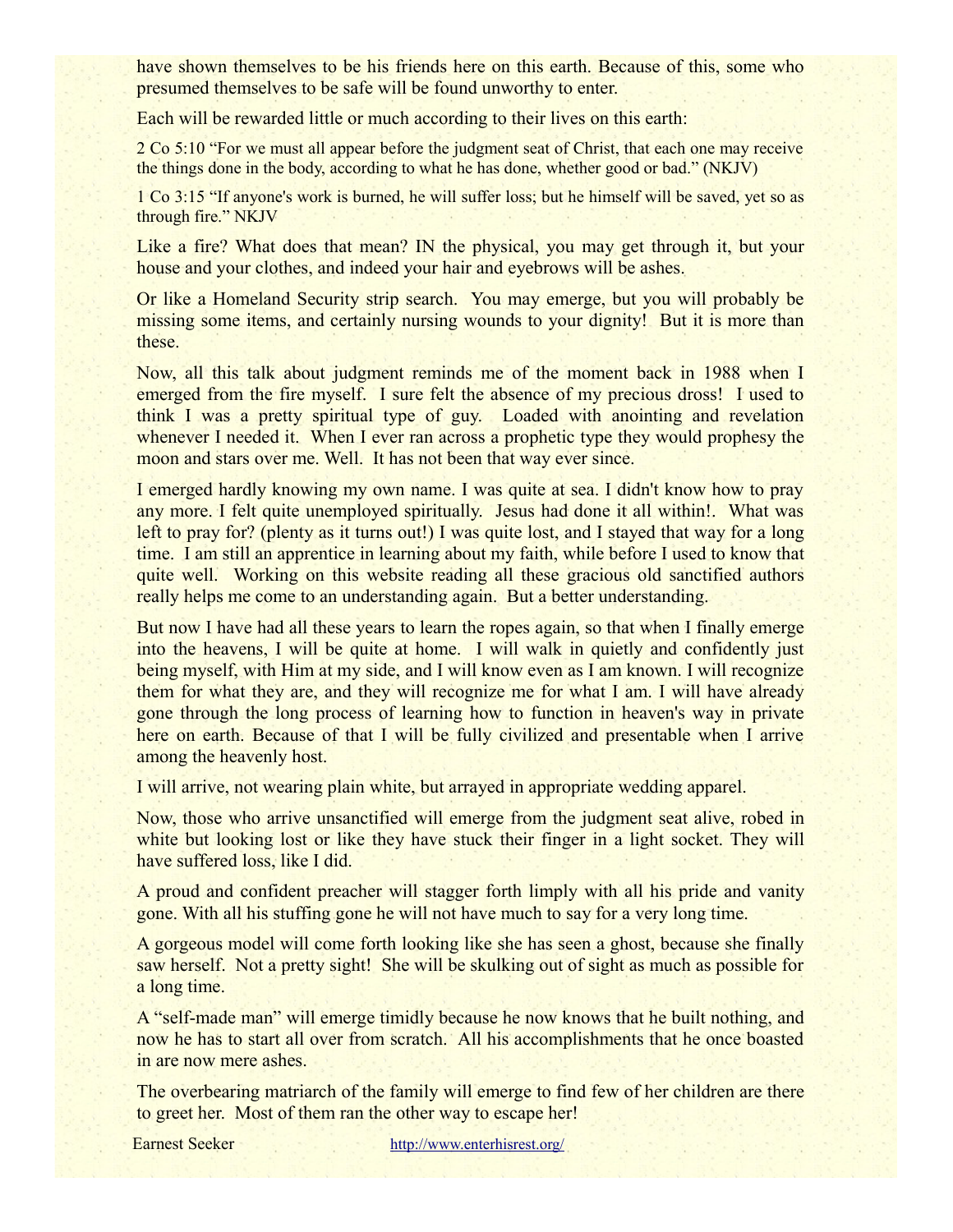have shown themselves to be his friends here on this earth. Because of this, some who presumed themselves to be safe will be found unworthy to enter.

Each will be rewarded little or much according to their lives on this earth:

2 Co 5:10 "For we must all appear before the judgment seat of Christ, that each one may receive the things done in the body, according to what he has done, whether good or bad." (NKJV)

1 Co 3:15 "If anyone's work is burned, he will suffer loss; but he himself will be saved, yet so as through fire." NKJV

Like a fire? What does that mean? IN the physical, you may get through it, but your house and your clothes, and indeed your hair and eyebrows will be ashes.

Or like a Homeland Security strip search. You may emerge, but you will probably be missing some items, and certainly nursing wounds to your dignity! But it is more than these.

Now, all this talk about judgment reminds me of the moment back in 1988 when I emerged from the fire myself. I sure felt the absence of my precious dross! I used to think I was a pretty spiritual type of guy. Loaded with anointing and revelation whenever I needed it. When I ever ran across a prophetic type they would prophesy the moon and stars over me. Well. It has not been that way ever since.

I emerged hardly knowing my own name. I was quite at sea. I didn't know how to pray any more. I felt quite unemployed spiritually. Jesus had done it all within!. What was left to pray for? (plenty as it turns out!) I was quite lost, and I stayed that way for a long time. I am still an apprentice in learning about my faith, while before I used to know that quite well. Working on this website reading all these gracious old sanctified authors really helps me come to an understanding again. But a better understanding.

But now I have had all these years to learn the ropes again, so that when I finally emerge into the heavens, I will be quite at home. I will walk in quietly and confidently just being myself, with Him at my side, and I will know even as I am known. I will recognize them for what they are, and they will recognize me for what I am. I will have already gone through the long process of learning how to function in heaven's way in private here on earth. Because of that I will be fully civilized and presentable when I arrive among the heavenly host.

I will arrive, not wearing plain white, but arrayed in appropriate wedding apparel.

Now, those who arrive unsanctified will emerge from the judgment seat alive, robed in white but looking lost or like they have stuck their finger in a light socket. They will have suffered loss, like I did.

A proud and confident preacher will stagger forth limply with all his pride and vanity gone. With all his stuffing gone he will not have much to say for a very long time.

A gorgeous model will come forth looking like she has seen a ghost, because she finally saw herself. Not a pretty sight! She will be skulking out of sight as much as possible for a long time.

A "self-made man" will emerge timidly because he now knows that he built nothing, and now he has to start all over from scratch. All his accomplishments that he once boasted in are now mere ashes.

The overbearing matriarch of the family will emerge to find few of her children are there to greet her. Most of them ran the other way to escape her!